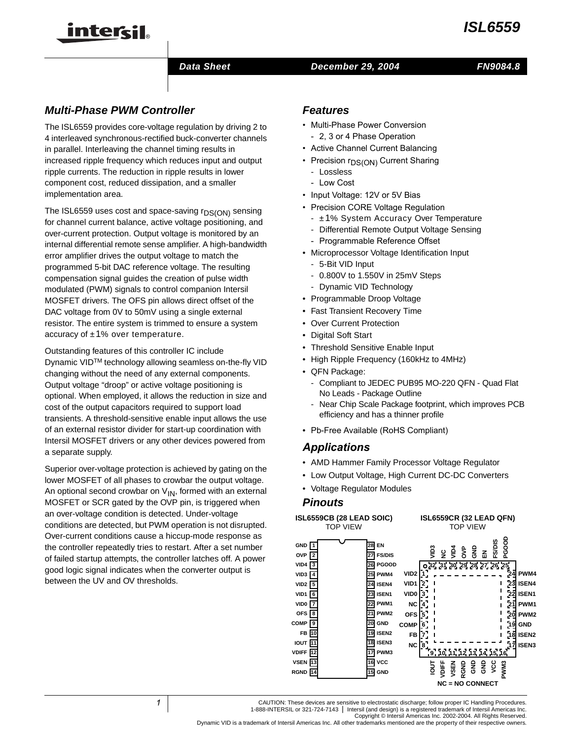# ISL6559

**Data Sheet** — **December 29, 2004** — **FN9084.8**

## Multi-Phase PWM Controller

The ISL6559 provides core-voltage regulation by driving 2 to 4 interleaved synchronous-rectified buck-converter channels in parallel. Interleaving the channel timing results in increased ripple frequency which reduces input and output ripple currents. The reduction in ripple results in lower component cost, reduced dissipation, and a smaller implementation area.

The ISL6559 uses cost and space-saving $r_{DS(ON)}$ sensing for channel current balance, active voltage positioning, and over-current protection. Output voltage is monitored by an internal differential remote sense amplifier. A high-bandwidth error amplifier drives the output voltage to match the programmed 5-bit DAC reference voltage. The resulting compensation signal guides the creation of pulse width modulated (PWM) signals to control companion Intersil MOSFET drivers. The OFS pin allows direct offset of the DAC voltage from 0V to 50mV using a single external resistor. The entire system is trimmed to ensure a system accuracy of ±1% over temperature.

Outstanding features of this controller IC include Dynamic VID™ technology allowing seamless on-the-fly VID changing without the need of any external components. Output voltage "droop" or active voltage positioning is optional. When employed, it allows the reduction in size and cost of the output capacitors required to support load transients. A threshold-sensitive enable input allows the use of an external resistor divider for start-up coordination with Intersil MOSFET drivers or any other devices powered from a separate supply.

Superior over-voltage protection is achieved by gating on the lower MOSFET of all phases to crowbar the output voltage. An optional second crowbar on $V_{IN}$, formed with an external MOSFET or SCR gated by the OVP pin, is triggered when an over-voltage condition is detected. Under-voltage conditions are detected, but PWM operation is not disrupted. Over-current conditions cause a hiccup-mode response as the controller repeatedly tries to restart. After a set number of failed startup attempts, the controller latches off. A power good logic signal indicates when the converter output is between the UV and OV thresholds.

## Features

- Multi-Phase Power Conversion
  - 2, 3 or 4 Phase Operation
- Active Channel Current Balancing
- Precision $r_{DS(ON)}$ Current Sharing
  - Lossless
  - Low Cost
- Input Voltage: 12V or 5V Bias
- Precision CORE Voltage Regulation
  - ±1% System Accuracy Over Temperature
  - Differential Remote Output Voltage Sensing
  - Programmable Reference Offset
- Microprocessor Voltage Identification Input
  - 5-Bit VID Input
  - 0.800V to 1.550V in 25mV Steps
  - Dynamic VID Technology
- Programmable Droop Voltage
- Fast Transient Recovery Time
- Over Current Protection
- Digital Soft Start
- Threshold Sensitive Enable Input
- High Ripple Frequency (160kHz to 4MHz)
- QFN Package:
  - Compliant to JEDEC PUB95 MO-220 QFN - Quad Flat No Leads - Package Outline
  - Near Chip Scale Package footprint, which improves PCB efficiency and has a thinner profile
- Pb-Free Available (RoHS Compliant)

## Applications

- AMD Hammer Family Processor Voltage Regulator
- Low Output Voltage, High Current DC-DC Converters
- Voltage Regulator Modules

## Pinouts

**ISL6559CB (28 LEAD SOIC)**
TOP VIEW

| Pin | Name | Pin | Name |
|---|---|---|---|
| 1 | GND | 28 | EN |
| 2 | OVP | 27 | FS/DIS |
| 3 | VID4 | 26 | PGOOD |
| 4 | VID3 | 25 | PWM4 |
| 5 | VID2 | 24 | ISEN4 |
| 6 | VID1 | 23 | ISEN1 |
| 7 | VID0 | 22 | PWM1 |
| 8 | OFS | 21 | PWM2 |
| 9 | COMP | 20 | GND |
| 10 | FB | 19 | ISEN2 |
| 11 | IOUT | 18 | ISEN3 |
| 12 | VDIFF | 17 | PWM3 |
| 13 | VSEN | 16 | VCC |
| 14 | RGND | 15 | GND |

**ISL6559CR (32 LEAD QFN)**
TOP VIEW

| Pin | Name | Pin | Name | Pin | Name | Pin | Name |
|---|---|---|---|---|---|---|---|
| 1 | VID2 | 9 | IOUT | 17 | ISEN3 | 25 | PGOOD |
| 2 | VID1 | 10 | VDIFF | 18 | ISEN2 | 26 | FS/DIS |
| 3 | VID0 | 11 | VSEN | 19 | GND | 27 | EN |
| 4 | NC | 12 | RGND | 20 | PWM2 | 28 | GND |
| 5 | OFS | 13 | GND | 21 | PWM1 | 29 | OVP |
| 6 | COMP | 14 | GND | 22 | ISEN1 | 30 | VID4 |
| 7 | FB | 15 | VCC | 23 | ISEN4 | 31 | NC |
| 8 | NC | 16 | PWM3 | 24 | PWM4 | 32 | VID3 |

NC = NO CONNECT

CAUTION: These devices are sensitive to electrostatic discharge; follow proper IC Handling Procedures.
1-888-INTERSIL or 321-724-7143 | Intersil (and design) is a registered trademark of Intersil Americas Inc.
Copyright © Intersil Americas Inc. 2002-2004. All Rights Reserved.
Dynamic VID is a trademark of Intersil Americas Inc. All other trademarks mentioned are the property of their respective owners.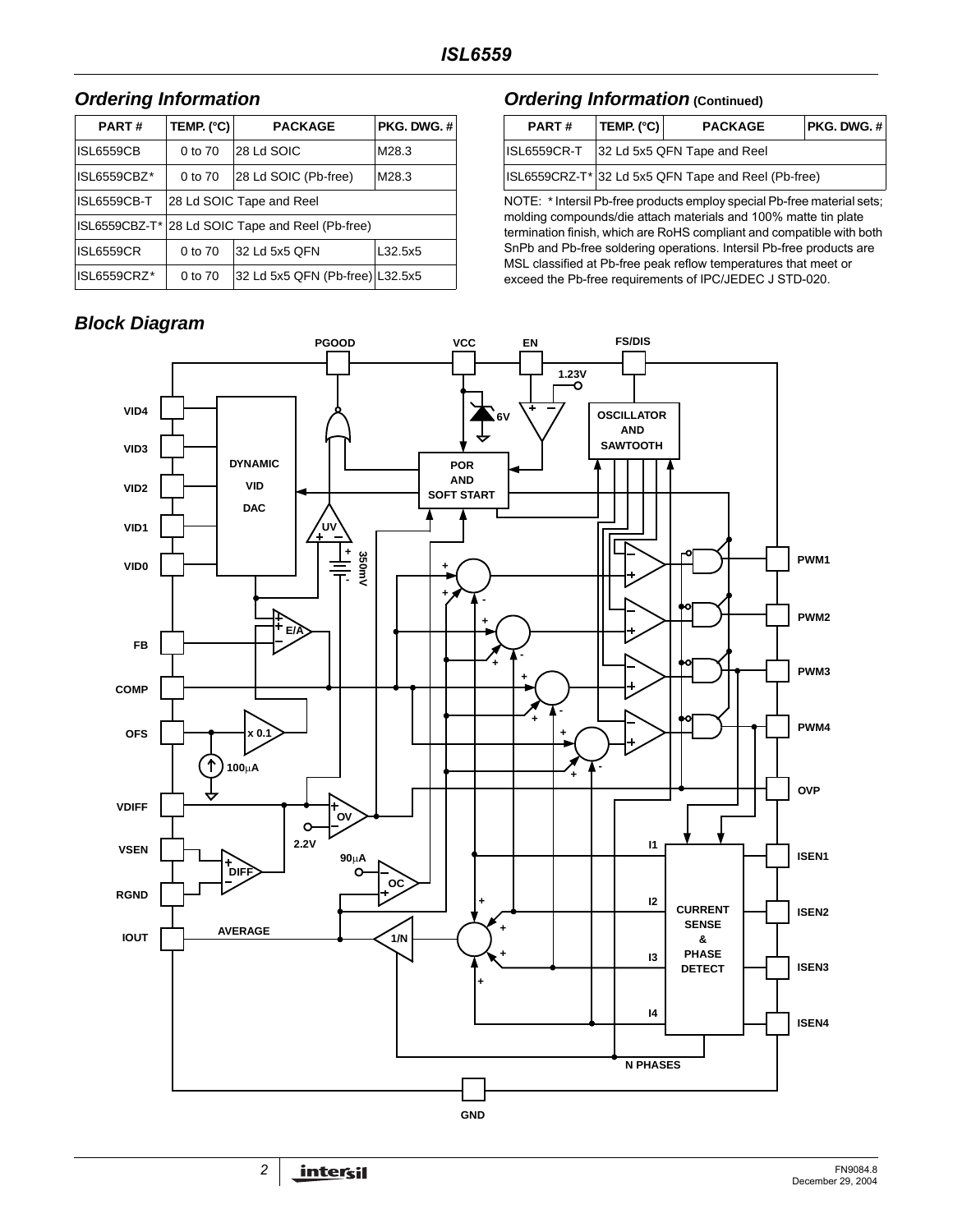## Ordering Information

| PART # | TEMP. (°C) | PACKAGE | PKG. DWG. # |
|---|---|---|---|
| ISL6559CB | 0 to 70 | 28 Ld SOIC | M28.3 |
| ISL6559CBZ* | 0 to 70 | 28 Ld SOIC (Pb-free) | M28.3 |
| ISL6559CB-T | 28 Ld SOIC Tape and Reel | | |
| ISL6559CBZ-T* | 28 Ld SOIC Tape and Reel (Pb-free) | | |
| ISL6559CR | 0 to 70 | 32 Ld 5x5 QFN | L32.5x5 |
| ISL6559CRZ* | 0 to 70 | 32 Ld 5x5 QFN (Pb-free) | L32.5x5 |
| ISL6559CR-T | 32 Ld 5x5 QFN Tape and Reel | | |
| ISL6559CRZ-T* | 32 Ld 5x5 QFN Tape and Reel (Pb-free) | | |

NOTE: * Intersil Pb-free products employ special Pb-free material sets; molding compounds/die attach materials and 100% matte tin plate termination finish, which are RoHS compliant and compatible with both SnPb and Pb-free soldering operations. Intersil Pb-free products are MSL classified at Pb-free peak reflow temperatures that meet or exceed the Pb-free requirements of IPC/JEDEC J STD-020.

## Block Diagram

PGOOD, VCC, EN, FS/DIS, VID4, VID3, VID2, VID1, VID0, FB, COMP, OFS, VDIFF, VSEN, RGND, IOUT, GND, PWM1, PWM2, PWM3, PWM4, OVP, ISEN1, ISEN2, ISEN3, ISEN4

DYNAMIC VID DAC; POR AND SOFT START; OSCILLATOR AND SAWTOOTH; CURRENT SENSE & PHASE DETECT; E/A; UV; OV; OC; DIFF; x 0.1; 1/N; 6V; 1.23V; 350mV; 100μA; 90μA; 2.2V; AVERAGE; N PHASES; I1; I2; I3; I4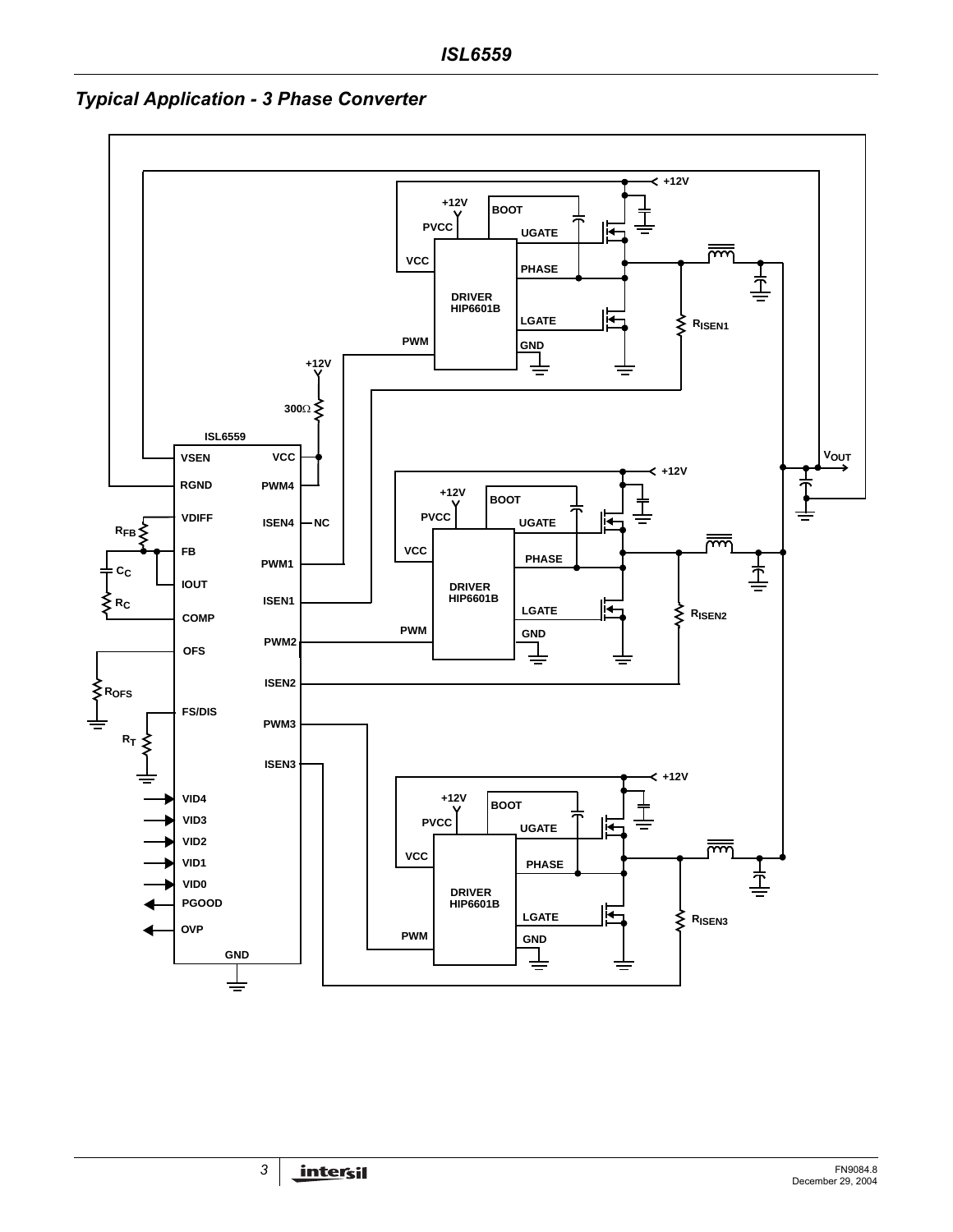## *Typical Application - 3 Phase Converter*

ISL6559

VSEN
RGND
VDIFF
FB
IOUT
COMP
OFS
FS/DIS
VID4
VID3
VID2
VID1
VID0
PGOOD
OVP
GND

VCC
PWM4
ISEN4
PWM1
ISEN1
PWM2
ISEN2
PWM3
ISEN3

NC

+12V
300Ω

$R_{FB}$
$C_C$
$R_C$
$R_{OFS}$
$R_T$

DRIVER HIP6601B

+12V
PVCC
BOOT
UGATE
VCC
PHASE
LGATE
PWM
GND

$R_{ISEN1}$
$R_{ISEN2}$
$R_{ISEN3}$

$V_{OUT}$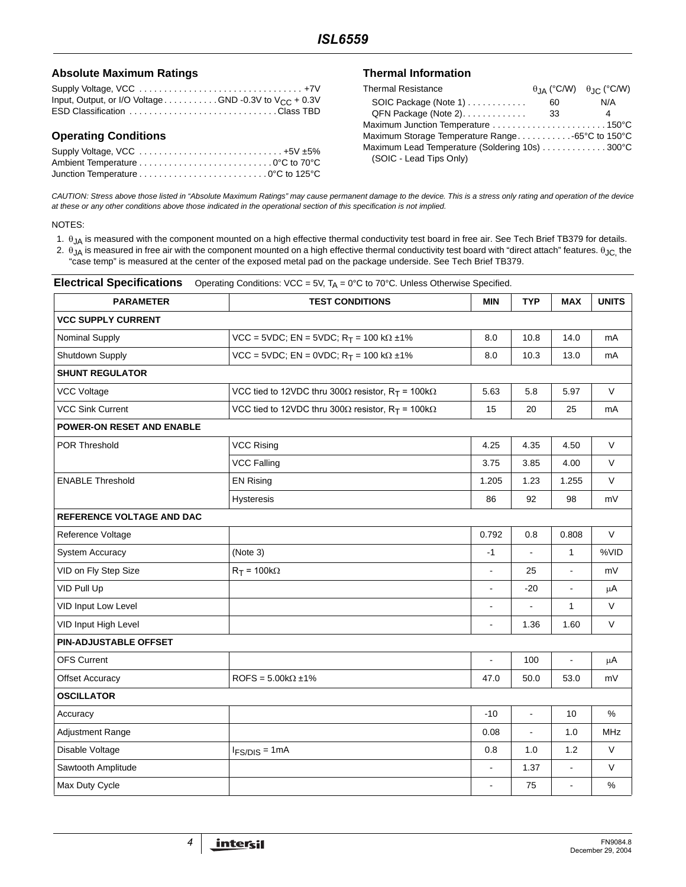## Absolute Maximum Ratings

Supply Voltage, VCC . . . . . . . . . . . . . . . . . . . . . . . . . . . . . . . . . +7V
Input, Output, or I/O Voltage . . . . . . . . . . GND -0.3V to $V_{CC}$ + 0.3V
ESD Classification . . . . . . . . . . . . . . . . . . . . . . . . . . . . . Class TBD

## Operating Conditions

Supply Voltage, VCC . . . . . . . . . . . . . . . . . . . . . . . . . . . . +5V ±5%
Ambient Temperature . . . . . . . . . . . . . . . . . . . . . . . . . . 0°C to 70°C
Junction Temperature . . . . . . . . . . . . . . . . . . . . . . . . . 0°C to 125°C

## Thermal Information

| Thermal Resistance | $\theta_{JA}$ (°C/W) | $\theta_{JC}$ (°C/W) |
|---|---|---|
| SOIC Package (Note 1) | 60 | N/A |
| QFN Package (Note 2) | 33 | 4 |

Maximum Junction Temperature . . . . . . . . . . . . . . . . . . . . . . . 150°C
Maximum Storage Temperature Range . . . . . . . . . . . -65°C to 150°C
Maximum Lead Temperature (Soldering 10s) . . . . . . . . . . . . . 300°C
(SOIC - Lead Tips Only)

*CAUTION: Stress above those listed in "Absolute Maximum Ratings" may cause permanent damage to the device. This is a stress only rating and operation of the device at these or any other conditions above those indicated in the operational section of this specification is not implied.*

NOTES:

1. $\theta_{JA}$ is measured with the component mounted on a high effective thermal conductivity test board in free air. See Tech Brief TB379 for details.
2. $\theta_{JA}$ is measured in free air with the component mounted on a high effective thermal conductivity test board with "direct attach" features. $\theta_{JC}$, the "case temp" is measured at the center of the exposed metal pad on the package underside. See Tech Brief TB379.

**Electrical Specifications** Operating Conditions: VCC = 5V, $T_A$ = 0°C to 70°C. Unless Otherwise Specified.

| PARAMETER | TEST CONDITIONS | MIN | TYP | MAX | UNITS |
|---|---|---|---|---|---|
| **VCC SUPPLY CURRENT** | | | | | |
| Nominal Supply | VCC = 5VDC; EN = 5VDC; $R_T$ = 100 kΩ ±1% | 8.0 | 10.8 | 14.0 | mA |
| Shutdown Supply | VCC = 5VDC; EN = 0VDC; $R_T$ = 100 kΩ ±1% | 8.0 | 10.3 | 13.0 | mA |
| **SHUNT REGULATOR** | | | | | |
| VCC Voltage | VCC tied to 12VDC thru 300Ω resistor, $R_T$ = 100kΩ | 5.63 | 5.8 | 5.97 | V |
| VCC Sink Current | VCC tied to 12VDC thru 300Ω resistor, $R_T$ = 100kΩ | 15 | 20 | 25 | mA |
| **POWER-ON RESET AND ENABLE** | | | | | |
| POR Threshold | VCC Rising | 4.25 | 4.35 | 4.50 | V |
| | VCC Falling | 3.75 | 3.85 | 4.00 | V |
| ENABLE Threshold | EN Rising | 1.205 | 1.23 | 1.255 | V |
| | Hysteresis | 86 | 92 | 98 | mV |
| **REFERENCE VOLTAGE AND DAC** | | | | | |
| Reference Voltage | | 0.792 | 0.8 | 0.808 | V |
| System Accuracy | (Note 3) | -1 | - | 1 | %VID |
| VID on Fly Step Size | $R_T$ = 100kΩ | - | 25 | - | mV |
| VID Pull Up | | - | -20 | - | µA |
| VID Input Low Level | | - | - | 1 | V |
| VID Input High Level | | - | 1.36 | 1.60 | V |
| **PIN-ADJUSTABLE OFFSET** | | | | | |
| OFS Current | | - | 100 | - | µA |
| Offset Accuracy | ROFS = 5.00kΩ ±1% | 47.0 | 50.0 | 53.0 | mV |
| **OSCILLATOR** | | | | | |
| Accuracy | | -10 | - | 10 | % |
| Adjustment Range | | 0.08 | - | 1.0 | MHz |
| Disable Voltage | $I_{FS/DIS}$ = 1mA | 0.8 | 1.0 | 1.2 | V |
| Sawtooth Amplitude | | - | 1.37 | - | V |
| Max Duty Cycle | | - | 75 | - | % |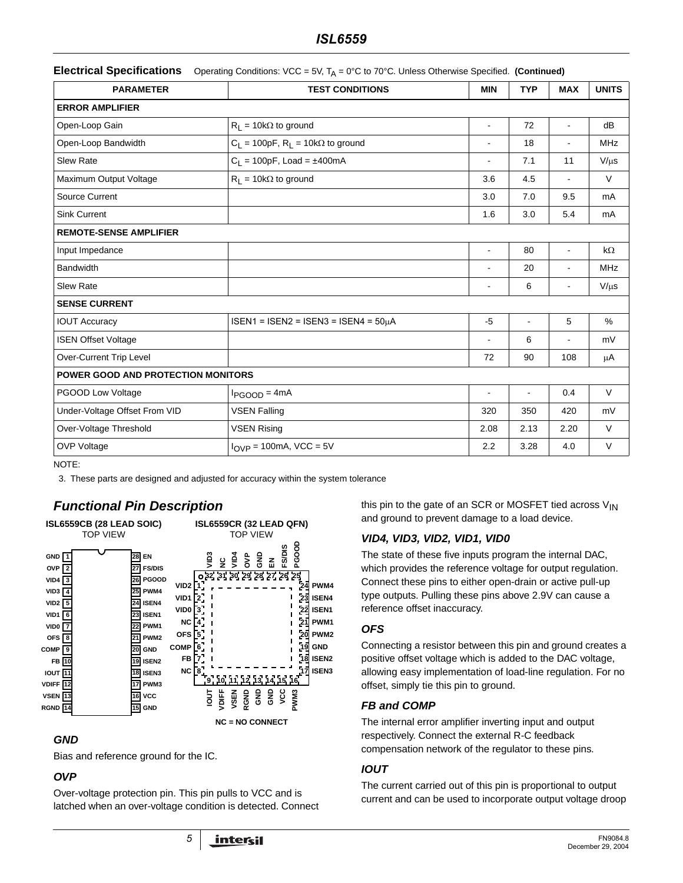**Electrical Specifications** Operating Conditions: VCC = 5V, $T_A$ = 0°C to 70°C. Unless Otherwise Specified. **(Continued)**

| PARAMETER | TEST CONDITIONS | MIN | TYP | MAX | UNITS |
|---|---|---|---|---|---|
| **ERROR AMPLIFIER** | | | | | |
| Open-Loop Gain | $R_L$ = 10kΩ to ground | - | 72 | - | dB |
| Open-Loop Bandwidth | $C_L$ = 100pF, $R_L$ = 10kΩ to ground | - | 18 | - | MHz |
| Slew Rate | $C_L$ = 100pF, Load = ±400mA | - | 7.1 | 11 | V/μs |
| Maximum Output Voltage | $R_L$ = 10kΩ to ground | 3.6 | 4.5 | - | V |
| Source Current | | 3.0 | 7.0 | 9.5 | mA |
| Sink Current | | 1.6 | 3.0 | 5.4 | mA |
| **REMOTE-SENSE AMPLIFIER** | | | | | |
| Input Impedance | | - | 80 | - | kΩ |
| Bandwidth | | - | 20 | - | MHz |
| Slew Rate | | - | 6 | - | V/μs |
| **SENSE CURRENT** | | | | | |
| IOUT Accuracy | ISEN1 = ISEN2 = ISEN3 = ISEN4 = 50μA | -5 | - | 5 | % |
| ISEN Offset Voltage | | - | 6 | - | mV |
| Over-Current Trip Level | | 72 | 90 | 108 | μA |
| **POWER GOOD AND PROTECTION MONITORS** | | | | | |
| PGOOD Low Voltage | $I_{PGOOD}$ = 4mA | - | - | 0.4 | V |
| Under-Voltage Offset From VID | VSEN Falling | 320 | 350 | 420 | mV |
| Over-Voltage Threshold | VSEN Rising | 2.08 | 2.13 | 2.20 | V |
| OVP Voltage | $I_{OVP}$ = 100mA, VCC = 5V | 2.2 | 3.28 | 4.0 | V |

NOTE:

3. These parts are designed and adjusted for accuracy within the system tolerance

## Functional Pin Description

**ISL6559CB (28 LEAD SOIC)** TOP VIEW

| Pin | Name | Pin | Name |
|---|---|---|---|
| 1 | GND | 28 | EN |
| 2 | OVP | 27 | FS/DIS |
| 3 | VID4 | 26 | PGOOD |
| 4 | VID3 | 25 | PWM4 |
| 5 | VID2 | 24 | ISEN4 |
| 6 | VID1 | 23 | ISEN1 |
| 7 | VID0 | 22 | PWM1 |
| 8 | OFS | 21 | PWM2 |
| 9 | COMP | 20 | GND |
| 10 | FB | 19 | ISEN2 |
| 11 | IOUT | 18 | ISEN3 |
| 12 | VDIFF | 17 | PWM3 |
| 13 | VSEN | 16 | VCC |
| 14 | RGND | 15 | GND |

**ISL6559CR (32 LEAD QFN)** TOP VIEW

| Pin | Name | Pin | Name | Pin | Name | Pin | Name |
|---|---|---|---|---|---|---|---|
| 1 | VID2 | 9 | IOUT | 17 | ISEN3 | 25 | PGOOD |
| 2 | VID1 | 10 | VDIFF | 18 | ISEN2 | 26 | FS/DIS |
| 3 | VID0 | 11 | VSEN | 19 | GND | 27 | EN |
| 4 | NC | 12 | RGND | 20 | PWM2 | 28 | GND |
| 5 | OFS | 13 | GND | 21 | PWM1 | 29 | OVP |
| 6 | COMP | 14 | GND | 22 | ISEN1 | 30 | VID4 |
| 7 | FB | 15 | VCC | 23 | ISEN4 | 31 | NC |
| 8 | NC | 16 | PWM3 | 24 | PWM4 | 32 | VID3 |

NC = NO CONNECT

### GND

Bias and reference ground for the IC.

### OVP

Over-voltage protection pin. This pin pulls to VCC and is latched when an over-voltage condition is detected. Connect this pin to the gate of an SCR or MOSFET tied across $V_{IN}$ and ground to prevent damage to a load device.

### VID4, VID3, VID2, VID1, VID0

The state of these five inputs program the internal DAC, which provides the reference voltage for output regulation. Connect these pins to either open-drain or active pull-up type outputs. Pulling these pins above 2.9V can cause a reference offset inaccuracy.

### OFS

Connecting a resistor between this pin and ground creates a positive offset voltage which is added to the DAC voltage, allowing easy implementation of load-line regulation. For no offset, simply tie this pin to ground.

### FB and COMP

The internal error amplifier inverting input and output respectively. Connect the external R-C feedback compensation network of the regulator to these pins.

### IOUT

The current carried out of this pin is proportional to output current and can be used to incorporate output voltage droop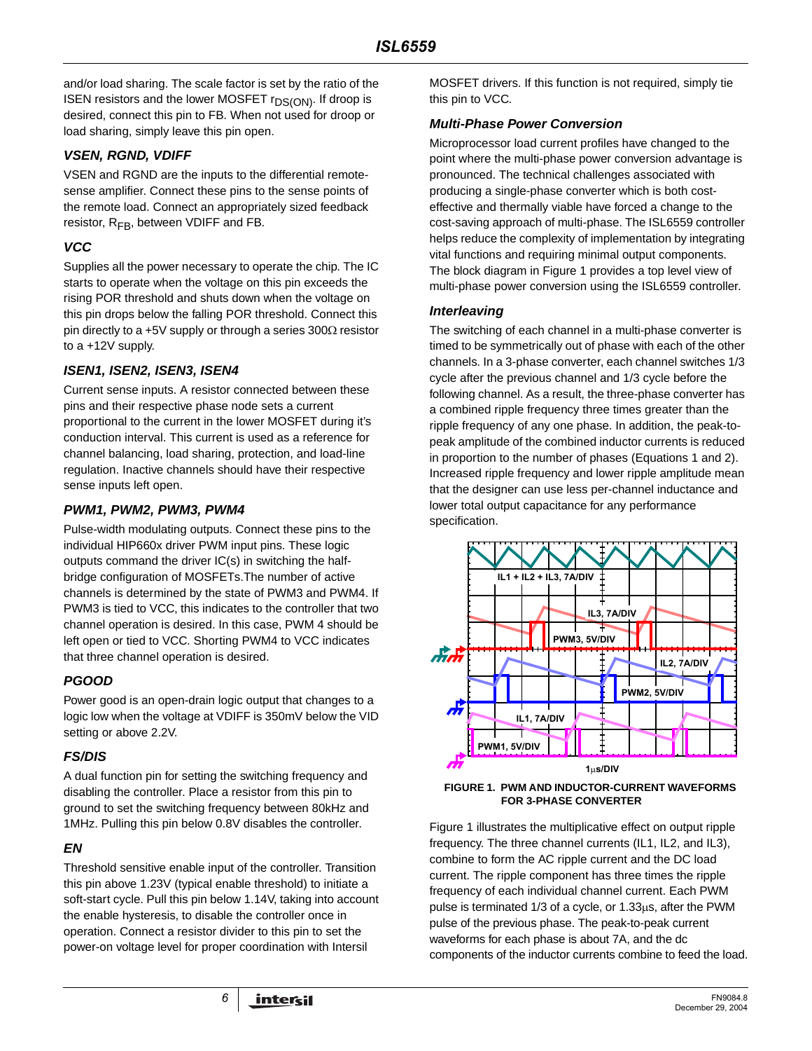and/or load sharing. The scale factor is set by the ratio of the ISEN resistors and the lower MOSFET $r_{DS(ON)}$. If droop is desired, connect this pin to FB. When not used for droop or load sharing, simply leave this pin open.

### VSEN, RGND, VDIFF

VSEN and RGND are the inputs to the differential remote-sense amplifier. Connect these pins to the sense points of the remote load. Connect an appropriately sized feedback resistor, $R_{FB}$, between VDIFF and FB.

### VCC

Supplies all the power necessary to operate the chip. The IC starts to operate when the voltage on this pin exceeds the rising POR threshold and shuts down when the voltage on this pin drops below the falling POR threshold. Connect this pin directly to a +5V supply or through a series 300Ω resistor to a +12V supply.

### ISEN1, ISEN2, ISEN3, ISEN4

Current sense inputs. A resistor connected between these pins and their respective phase node sets a current proportional to the current in the lower MOSFET during it's conduction interval. This current is used as a reference for channel balancing, load sharing, protection, and load-line regulation. Inactive channels should have their respective sense inputs left open.

### PWM1, PWM2, PWM3, PWM4

Pulse-width modulating outputs. Connect these pins to the individual HIP660x driver PWM input pins. These logic outputs command the driver IC(s) in switching the half-bridge configuration of MOSFETs.The number of active channels is determined by the state of PWM3 and PWM4. If PWM3 is tied to VCC, this indicates to the controller that two channel operation is desired. In this case, PWM 4 should be left open or tied to VCC. Shorting PWM4 to VCC indicates that three channel operation is desired.

### PGOOD

Power good is an open-drain logic output that changes to a logic low when the voltage at VDIFF is 350mV below the VID setting or above 2.2V.

### FS/DIS

A dual function pin for setting the switching frequency and disabling the controller. Place a resistor from this pin to ground to set the switching frequency between 80kHz and 1MHz. Pulling this pin below 0.8V disables the controller.

### EN

Threshold sensitive enable input of the controller. Transition this pin above 1.23V (typical enable threshold) to initiate a soft-start cycle. Pull this pin below 1.14V, taking into account the enable hysteresis, to disable the controller once in operation. Connect a resistor divider to this pin to set the power-on voltage level for proper coordination with Intersil MOSFET drivers. If this function is not required, simply tie this pin to VCC.

### Multi-Phase Power Conversion

Microprocessor load current profiles have changed to the point where the multi-phase power conversion advantage is pronounced. The technical challenges associated with producing a single-phase converter which is both cost-effective and thermally viable have forced a change to the cost-saving approach of multi-phase. The ISL6559 controller helps reduce the complexity of implementation by integrating vital functions and requiring minimal output components. The block diagram in Figure 1 provides a top level view of multi-phase power conversion using the ISL6559 controller.

### Interleaving

The switching of each channel in a multi-phase converter is timed to be symmetrically out of phase with each of the other channels. In a 3-phase converter, each channel switches 1/3 cycle after the previous channel and 1/3 cycle before the following channel. As a result, the three-phase converter has a combined ripple frequency three times greater than the ripple frequency of any one phase. In addition, the peak-to-peak amplitude of the combined inductor currents is reduced in proportion to the number of phases (Equations 1 and 2). Increased ripple frequency and lower ripple amplitude mean that the designer can use less per-channel inductance and lower total output capacitance for any performance specification.

FIGURE 1. PWM AND INDUCTOR-CURRENT WAVEFORMS FOR 3-PHASE CONVERTER

Figure 1 illustrates the multiplicative effect on output ripple frequency. The three channel currents (IL1, IL2, and IL3), combine to form the AC ripple current and the DC load current. The ripple component has three times the ripple frequency of each individual channel current. Each PWM pulse is terminated 1/3 of a cycle, or 1.33μs, after the PWM pulse of the previous phase. The peak-to-peak current waveforms for each phase is about 7A, and the dc components of the inductor currents combine to feed the load.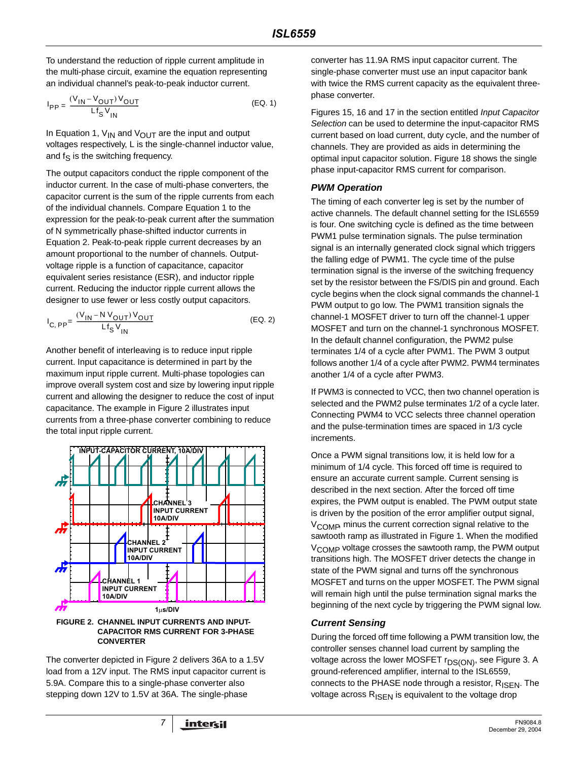To understand the reduction of ripple current amplitude in the multi-phase circuit, examine the equation representing an individual channel's peak-to-peak inductor current.

$$I_{PP} = \frac{(V_{IN} - V_{OUT}) V_{OUT}}{L f_S V_{IN}} \quad \text{(EQ. 1)}$$

In Equation 1, $V_{IN}$ and $V_{OUT}$ are the input and output voltages respectively, L is the single-channel inductor value, and $f_S$ is the switching frequency.

The output capacitors conduct the ripple component of the inductor current. In the case of multi-phase converters, the capacitor current is the sum of the ripple currents from each of the individual channels. Compare Equation 1 to the expression for the peak-to-peak current after the summation of N symmetrically phase-shifted inductor currents in Equation 2. Peak-to-peak ripple current decreases by an amount proportional to the number of channels. Output-voltage ripple is a function of capacitance, capacitor equivalent series resistance (ESR), and inductor ripple current. Reducing the inductor ripple current allows the designer to use fewer or less costly output capacitors.

$$I_{C,PP} = \frac{(V_{IN} - N\, V_{OUT}) V_{OUT}}{L f_S V_{IN}} \quad \text{(EQ. 2)}$$

Another benefit of interleaving is to reduce input ripple current. Input capacitance is determined in part by the maximum input ripple current. Multi-phase topologies can improve overall system cost and size by lowering input ripple current and allowing the designer to reduce the cost of input capacitance. The example in Figure 2 illustrates input currents from a three-phase converter combining to reduce the total input ripple current.

INPUT-CAPACITOR CURRENT, 10A/DIV

CHANNEL 3 INPUT CURRENT 10A/DIV

CHANNEL 2 INPUT CURRENT 10A/DIV

CHANNEL 1 INPUT CURRENT 10A/DIV

1µs/DIV

**FIGURE 2. CHANNEL INPUT CURRENTS AND INPUT-CAPACITOR RMS CURRENT FOR 3-PHASE CONVERTER**

The converter depicted in Figure 2 delivers 36A to a 1.5V load from a 12V input. The RMS input capacitor current is 5.9A. Compare this to a single-phase converter also stepping down 12V to 1.5V at 36A. The single-phase converter has 11.9A RMS input capacitor current. The single-phase converter must use an input capacitor bank with twice the RMS current capacity as the equivalent three-phase converter.

Figures 15, 16 and 17 in the section entitled *Input Capacitor Selection* can be used to determine the input-capacitor RMS current based on load current, duty cycle, and the number of channels. They are provided as aids in determining the optimal input capacitor solution. Figure 18 shows the single phase input-capacitor RMS current for comparison.

### PWM Operation

The timing of each converter leg is set by the number of active channels. The default channel setting for the ISL6559 is four. One switching cycle is defined as the time between PWM1 pulse termination signals. The pulse termination signal is an internally generated clock signal which triggers the falling edge of PWM1. The cycle time of the pulse termination signal is the inverse of the switching frequency set by the resistor between the FS/DIS pin and ground. Each cycle begins when the clock signal commands the channel-1 PWM output to go low. The PWM1 transition signals the channel-1 MOSFET driver to turn off the channel-1 upper MOSFET and turn on the channel-1 synchronous MOSFET. In the default channel configuration, the PWM2 pulse terminates 1/4 of a cycle after PWM1. The PWM 3 output follows another 1/4 of a cycle after PWM2. PWM4 terminates another 1/4 of a cycle after PWM3.

If PWM3 is connected to VCC, then two channel operation is selected and the PWM2 pulse terminates 1/2 of a cycle later. Connecting PWM4 to VCC selects three channel operation and the pulse-termination times are spaced in 1/3 cycle increments.

Once a PWM signal transitions low, it is held low for a minimum of 1/4 cycle. This forced off time is required to ensure an accurate current sample. Current sensing is described in the next section. After the forced off time expires, the PWM output is enabled. The PWM output state is driven by the position of the error amplifier output signal, $V_{COMP}$ minus the current correction signal relative to the sawtooth ramp as illustrated in Figure 1. When the modified $V_{COMP}$ voltage crosses the sawtooth ramp, the PWM output transitions high. The MOSFET driver detects the change in state of the PWM signal and turns off the synchronous MOSFET and turns on the upper MOSFET. The PWM signal will remain high until the pulse termination signal marks the beginning of the next cycle by triggering the PWM signal low.

### Current Sensing

During the forced off time following a PWM transition low, the controller senses channel load current by sampling the voltage across the lower MOSFET $r_{DS(ON)}$, see Figure 3. A ground-referenced amplifier, internal to the ISL6559, connects to the PHASE node through a resistor, $R_{ISEN}$. The voltage across $R_{ISEN}$ is equivalent to the voltage drop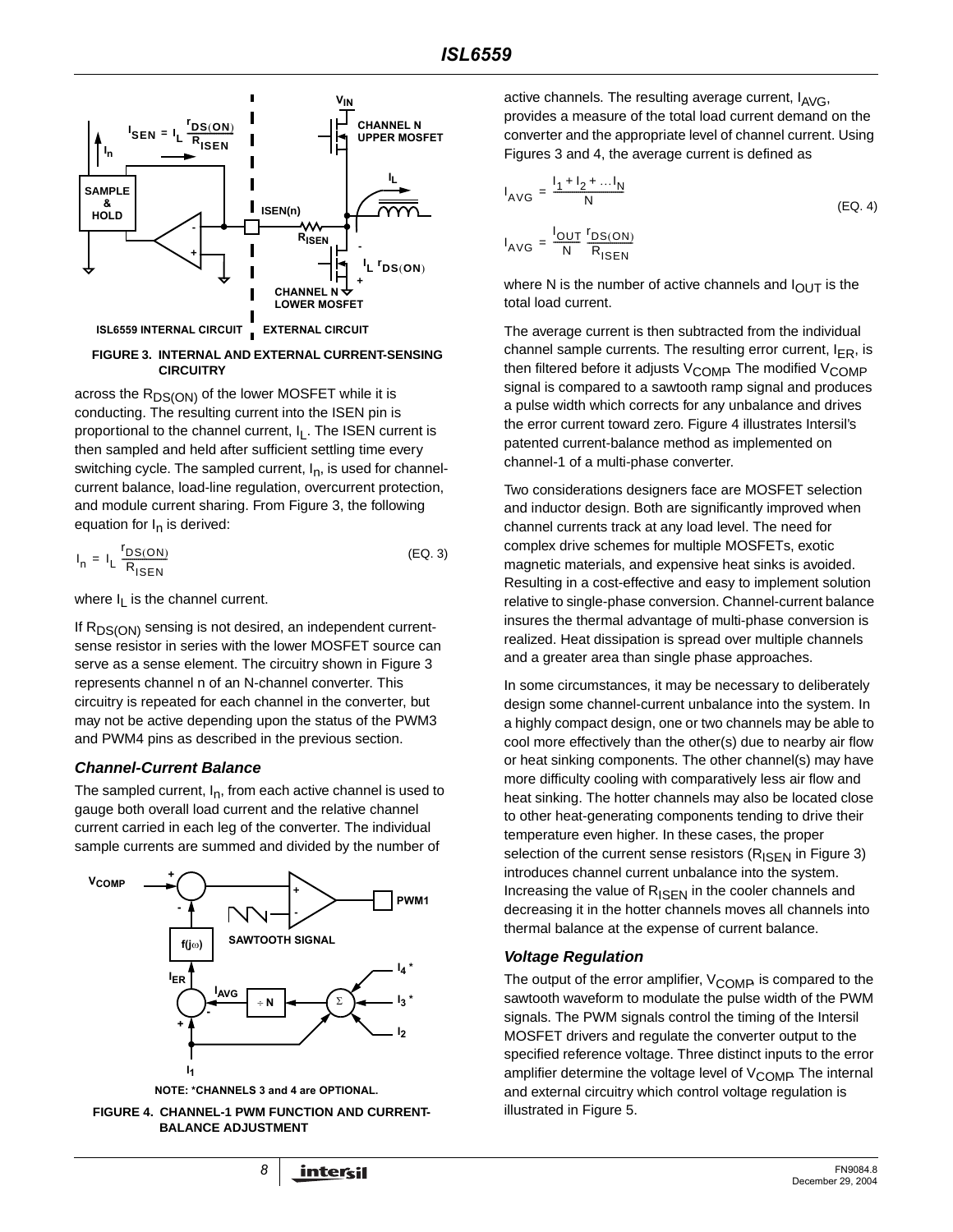FIGURE 3. INTERNAL AND EXTERNAL CURRENT-SENSING CIRCUITRY

across the $R_{DS(ON)}$ of the lower MOSFET while it is conducting. The resulting current into the ISEN pin is proportional to the channel current, $I_L$. The ISEN current is then sampled and held after sufficient settling time every switching cycle. The sampled current, $I_n$, is used for channel-current balance, load-line regulation, overcurrent protection, and module current sharing. From Figure 3, the following equation for $I_n$ is derived:

$$I_n = I_L \frac{r_{DS(ON)}}{R_{ISEN}} \quad \text{(EQ. 3)}$$

where $I_L$ is the channel current.

If $R_{DS(ON)}$ sensing is not desired, an independent current-sense resistor in series with the lower MOSFET source can serve as a sense element. The circuitry shown in Figure 3 represents channel n of an N-channel converter. This circuitry is repeated for each channel in the converter, but may not be active depending upon the status of the PWM3 and PWM4 pins as described in the previous section.

### *Channel-Current Balance*

The sampled current, $I_n$, from each active channel is used to gauge both overall load current and the relative channel current carried in each leg of the converter. The individual sample currents are summed and divided by the number of active channels. The resulting average current, $I_{AVG}$, provides a measure of the total load current demand on the converter and the appropriate level of channel current. Using Figures 3 and 4, the average current is defined as

$$I_{AVG} = \frac{I_1 + I_2 + \dots I_N}{N} \quad \text{(EQ. 4)}$$

$$I_{AVG} = \frac{I_{OUT}}{N} \frac{r_{DS(ON)}}{R_{ISEN}}$$

where N is the number of active channels and $I_{OUT}$ is the total load current.

The average current is then subtracted from the individual channel sample currents. The resulting error current, $I_{ER}$, is then filtered before it adjusts $V_{COMP}$. The modified $V_{COMP}$ signal is compared to a sawtooth ramp signal and produces a pulse width which corrects for any unbalance and drives the error current toward zero. Figure 4 illustrates Intersil's patented current-balance method as implemented on channel-1 of a multi-phase converter.

NOTE: *CHANNELS 3 and 4 are OPTIONAL.

FIGURE 4. CHANNEL-1 PWM FUNCTION AND CURRENT-BALANCE ADJUSTMENT

Two considerations designers face are MOSFET selection and inductor design. Both are significantly improved when channel currents track at any load level. The need for complex drive schemes for multiple MOSFETs, exotic magnetic materials, and expensive heat sinks is avoided. Resulting in a cost-effective and easy to implement solution relative to single-phase conversion. Channel-current balance insures the thermal advantage of multi-phase conversion is realized. Heat dissipation is spread over multiple channels and a greater area than single phase approaches.

In some circumstances, it may be necessary to deliberately design some channel-current unbalance into the system. In a highly compact design, one or two channels may be able to cool more effectively than the other(s) due to nearby air flow or heat sinking components. The other channel(s) may have more difficulty cooling with comparatively less air flow and heat sinking. The hotter channels may also be located close to other heat-generating components tending to drive their temperature even higher. In these cases, the proper selection of the current sense resistors ($R_{ISEN}$ in Figure 3) introduces channel current unbalance into the system. Increasing the value of $R_{ISEN}$ in the cooler channels and decreasing it in the hotter channels moves all channels into thermal balance at the expense of current balance.

### *Voltage Regulation*

The output of the error amplifier, $V_{COMP}$, is compared to the sawtooth waveform to modulate the pulse width of the PWM signals. The PWM signals control the timing of the Intersil MOSFET drivers and regulate the converter output to the specified reference voltage. Three distinct inputs to the error amplifier determine the voltage level of $V_{COMP}$. The internal and external circuitry which control voltage regulation is illustrated in Figure 5.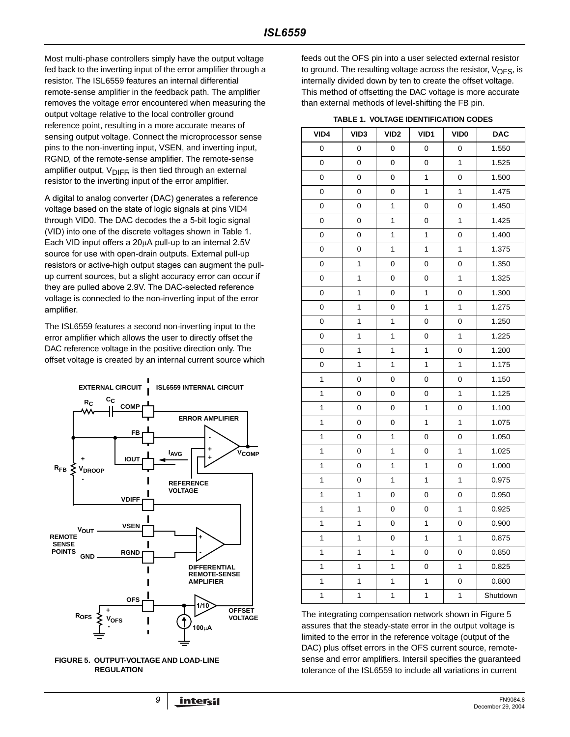Most multi-phase controllers simply have the output voltage fed back to the inverting input of the error amplifier through a resistor. The ISL6559 features an internal differential remote-sense amplifier in the feedback path. The amplifier removes the voltage error encountered when measuring the output voltage relative to the local controller ground reference point, resulting in a more accurate means of sensing output voltage. Connect the microprocessor sense pins to the non-inverting input, VSEN, and inverting input, RGND, of the remote-sense amplifier. The remote-sense amplifier output, $V_{DIFF}$, is then tied through an external resistor to the inverting input of the error amplifier.

A digital to analog converter (DAC) generates a reference voltage based on the state of logic signals at pins VID4 through VID0. The DAC decodes the a 5-bit logic signal (VID) into one of the discrete voltages shown in Table 1. Each VID input offers a 20μA pull-up to an internal 2.5V source for use with open-drain outputs. External pull-up resistors or active-high output stages can augment the pull-up current sources, but a slight accuracy error can occur if they are pulled above 2.9V. The DAC-selected reference voltage is connected to the non-inverting input of the error amplifier.

The ISL6559 features a second non-inverting input to the error amplifier which allows the user to directly offset the DAC reference voltage in the positive direction only. The offset voltage is created by an internal current source which feeds out the OFS pin into a user selected external resistor to ground. The resulting voltage across the resistor, $V_{OFS}$, is internally divided down by ten to create the offset voltage. This method of offsetting the DAC voltage is more accurate than external methods of level-shifting the FB pin.

**FIGURE 5. OUTPUT-VOLTAGE AND LOAD-LINE REGULATION**

**TABLE 1. VOLTAGE IDENTIFICATION CODES**

| VID4 | VID3 | VID2 | VID1 | VID0 | DAC |
|---|---|---|---|---|---|
| 0 | 0 | 0 | 0 | 0 | 1.550 |
| 0 | 0 | 0 | 0 | 1 | 1.525 |
| 0 | 0 | 0 | 1 | 0 | 1.500 |
| 0 | 0 | 0 | 1 | 1 | 1.475 |
| 0 | 0 | 1 | 0 | 0 | 1.450 |
| 0 | 0 | 1 | 0 | 1 | 1.425 |
| 0 | 0 | 1 | 1 | 0 | 1.400 |
| 0 | 0 | 1 | 1 | 1 | 1.375 |
| 0 | 1 | 0 | 0 | 0 | 1.350 |
| 0 | 1 | 0 | 0 | 1 | 1.325 |
| 0 | 1 | 0 | 1 | 0 | 1.300 |
| 0 | 1 | 0 | 1 | 1 | 1.275 |
| 0 | 1 | 1 | 0 | 0 | 1.250 |
| 0 | 1 | 1 | 0 | 1 | 1.225 |
| 0 | 1 | 1 | 1 | 0 | 1.200 |
| 0 | 1 | 1 | 1 | 1 | 1.175 |
| 1 | 0 | 0 | 0 | 0 | 1.150 |
| 1 | 0 | 0 | 0 | 1 | 1.125 |
| 1 | 0 | 0 | 1 | 0 | 1.100 |
| 1 | 0 | 0 | 1 | 1 | 1.075 |
| 1 | 0 | 1 | 0 | 0 | 1.050 |
| 1 | 0 | 1 | 0 | 1 | 1.025 |
| 1 | 0 | 1 | 1 | 0 | 1.000 |
| 1 | 0 | 1 | 1 | 1 | 0.975 |
| 1 | 1 | 0 | 0 | 0 | 0.950 |
| 1 | 1 | 0 | 0 | 1 | 0.925 |
| 1 | 1 | 0 | 1 | 0 | 0.900 |
| 1 | 1 | 0 | 1 | 1 | 0.875 |
| 1 | 1 | 1 | 0 | 0 | 0.850 |
| 1 | 1 | 1 | 0 | 1 | 0.825 |
| 1 | 1 | 1 | 1 | 0 | 0.800 |
| 1 | 1 | 1 | 1 | 1 | Shutdown |

The integrating compensation network shown in Figure 5 assures that the steady-state error in the output voltage is limited to the error in the reference voltage (output of the DAC) plus offset errors in the OFS current source, remote-sense and error amplifiers. Intersil specifies the guaranteed tolerance of the ISL6559 to include all variations in current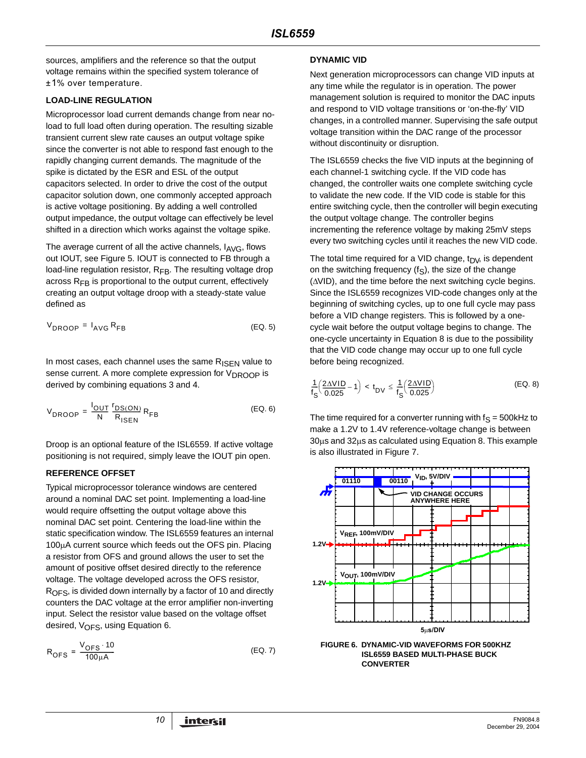sources, amplifiers and the reference so that the output voltage remains within the specified system tolerance of ±1% over temperature.

### LOAD-LINE REGULATION

Microprocessor load current demands change from near no-load to full load often during operation. The resulting sizable transient current slew rate causes an output voltage spike since the converter is not able to respond fast enough to the rapidly changing current demands. The magnitude of the spike is dictated by the ESR and ESL of the output capacitors selected. In order to drive the cost of the output capacitor solution down, one commonly accepted approach is active voltage positioning. By adding a well controlled output impedance, the output voltage can effectively be level shifted in a direction which works against the voltage spike.

The average current of all the active channels, $I_{AVG}$, flows out IOUT, see Figure 5. IOUT is connected to FB through a load-line regulation resistor, $R_{FB}$. The resulting voltage drop across $R_{FB}$ is proportional to the output current, effectively creating an output voltage droop with a steady-state value defined as

$$V_{DROOP} = I_{AVG} R_{FB} \tag{EQ. 5}$$

In most cases, each channel uses the same $R_{ISEN}$ value to sense current. A more complete expression for $V_{DROOP}$ is derived by combining equations 3 and 4.

$$V_{DROOP} = \frac{I_{OUT}}{N} \frac{r_{DS(ON)}}{R_{ISEN}} R_{FB} \tag{EQ. 6}$$

Droop is an optional feature of the ISL6559. If active voltage positioning is not required, simply leave the IOUT pin open.

### REFERENCE OFFSET

Typical microprocessor tolerance windows are centered around a nominal DAC set point. Implementing a load-line would require offsetting the output voltage above this nominal DAC set point. Centering the load-line within the static specification window. The ISL6559 features an internal 100μA current source which feeds out the OFS pin. Placing a resistor from OFS and ground allows the user to set the amount of positive offset desired directly to the reference voltage. The voltage developed across the OFS resistor, $R_{OFS}$, is divided down internally by a factor of 10 and directly counters the DAC voltage at the error amplifier non-inverting input. Select the resistor value based on the voltage offset desired, $V_{OFS}$, using Equation 6.

$$R_{OFS} = \frac{V_{OFS} \cdot 10}{100\mu A} \tag{EQ. 7}$$

### DYNAMIC VID

Next generation microprocessors can change VID inputs at any time while the regulator is in operation. The power management solution is required to monitor the DAC inputs and respond to VID voltage transitions or 'on-the-fly' VID changes, in a controlled manner. Supervising the safe output voltage transition within the DAC range of the processor without discontinuity or disruption.

The ISL6559 checks the five VID inputs at the beginning of each channel-1 switching cycle. If the VID code has changed, the controller waits one complete switching cycle to validate the new code. If the VID code is stable for this entire switching cycle, then the controller will begin executing the output voltage change. The controller begins incrementing the reference voltage by making 25mV steps every two switching cycles until it reaches the new VID code.

The total time required for a VID change, $t_{DV}$, is dependent on the switching frequency ($f_S$), the size of the change ($\Delta$VID), and the time before the next switching cycle begins. Since the ISL6559 recognizes VID-code changes only at the beginning of switching cycles, up to one full cycle may pass before a VID change registers. This is followed by a one-cycle wait before the output voltage begins to change. The one-cycle uncertainty in Equation 8 is due to the possibility that the VID code change may occur up to one full cycle before being recognized.

$$\frac{1}{f_S}\left(\frac{2\Delta VID}{0.025} - 1\right) < t_{DV} \le \frac{1}{f_S}\left(\frac{2\Delta VID}{0.025}\right) \tag{EQ. 8}$$

The time required for a converter running with $f_S$ = 500kHz to make a 1.2V to 1.4V reference-voltage change is between 30μs and 32μs as calculated using Equation 8. This example is also illustrated in Figure 7.

FIGURE 6. DYNAMIC-VID WAVEFORMS FOR 500KHZ ISL6559 BASED MULTI-PHASE BUCK CONVERTER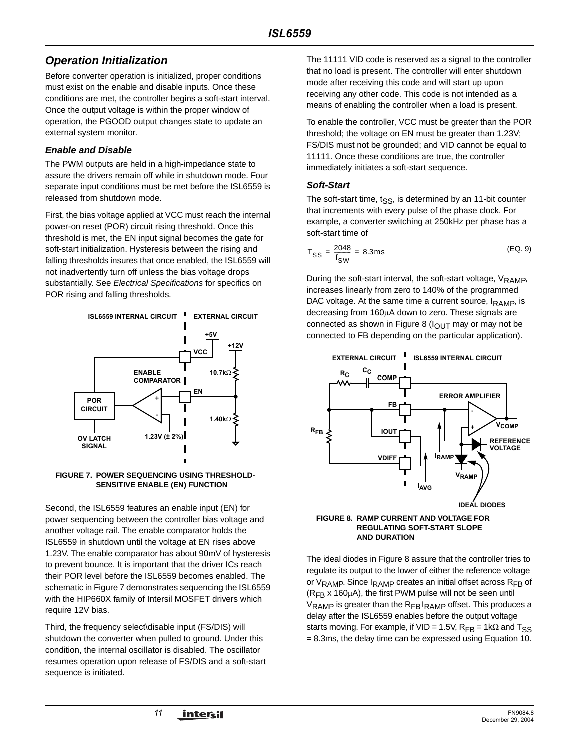## Operation Initialization

Before converter operation is initialized, proper conditions must exist on the enable and disable inputs. Once these conditions are met, the controller begins a soft-start interval. Once the output voltage is within the proper window of operation, the PGOOD output changes state to update an external system monitor.

### Enable and Disable

The PWM outputs are held in a high-impedance state to assure the drivers remain off while in shutdown mode. Four separate input conditions must be met before the ISL6559 is released from shutdown mode.

First, the bias voltage applied at VCC must reach the internal power-on reset (POR) circuit rising threshold. Once this threshold is met, the EN input signal becomes the gate for soft-start initialization. Hysteresis between the rising and falling thresholds insures that once enabled, the ISL6559 will not inadvertently turn off unless the bias voltage drops substantially. See *Electrical Specifications* for specifics on POR rising and falling thresholds.

FIGURE 7. POWER SEQUENCING USING THRESHOLD-SENSITIVE ENABLE (EN) FUNCTION

Second, the ISL6559 features an enable input (EN) for power sequencing between the controller bias voltage and another voltage rail. The enable comparator holds the ISL6559 in shutdown until the voltage at EN rises above 1.23V. The enable comparator has about 90mV of hysteresis to prevent bounce. It is important that the driver ICs reach their POR level before the ISL6559 becomes enabled. The schematic in Figure 7 demonstrates sequencing the ISL6559 with the HIP660X family of Intersil MOSFET drivers which require 12V bias.

Third, the frequency select\disable input (FS/DIS) will shutdown the converter when pulled to ground. Under this condition, the internal oscillator is disabled. The oscillator resumes operation upon release of FS/DIS and a soft-start sequence is initiated.

The 11111 VID code is reserved as a signal to the controller that no load is present. The controller will enter shutdown mode after receiving this code and will start up upon receiving any other code. This code is not intended as a means of enabling the controller when a load is present.

To enable the controller, VCC must be greater than the POR threshold; the voltage on EN must be greater than 1.23V; FS/DIS must not be grounded; and VID cannot be equal to 11111. Once these conditions are true, the controller immediately initiates a soft-start sequence.

### Soft-Start

The soft-start time, $t_{SS}$, is determined by an 11-bit counter that increments with every pulse of the phase clock. For example, a converter switching at 250kHz per phase has a soft-start time of

$$T_{SS} = \frac{2048}{f_{SW}} = 8.3\text{ms} \quad \text{(EQ. 9)}$$

During the soft-start interval, the soft-start voltage, $V_{RAMP}$, increases linearly from zero to 140% of the programmed DAC voltage. At the same time a current source, $I_{RAMP}$, is decreasing from 160μA down to zero. These signals are connected as shown in Figure 8 ($I_{OUT}$ may or may not be connected to FB depending on the particular application).

FIGURE 8. RAMP CURRENT AND VOLTAGE FOR REGULATING SOFT-START SLOPE AND DURATION

The ideal diodes in Figure 8 assure that the controller tries to regulate its output to the lower of either the reference voltage or $V_{RAMP}$. Since $I_{RAMP}$ creates an initial offset across $R_{FB}$ of ($R_{FB}$ x 160μA), the first PWM pulse will not be seen until $V_{RAMP}$ is greater than the $R_{FB} I_{RAMP}$ offset. This produces a delay after the ISL6559 enables before the output voltage starts moving. For example, if VID = 1.5V, $R_{FB}$ = 1kΩ and $T_{SS}$ = 8.3ms, the delay time can be expressed using Equation 10.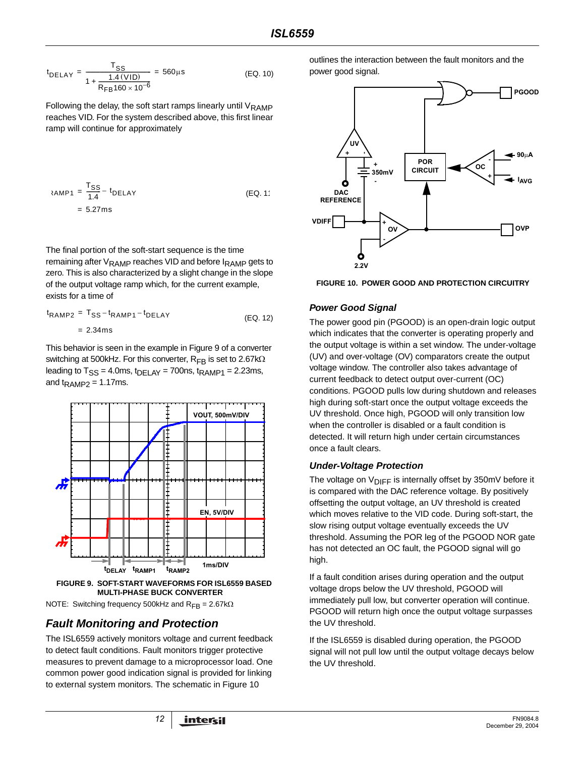$$t_{DELAY} = \frac{T_{SS}}{1 + \frac{1.4(VID)}{R_{FB}160 \times 10^{-6}}} = 560\mu s \quad \text{(EQ. 10)}$$

Following the delay, the soft start ramps linearly until $V_{RAMP}$ reaches VID. For the system described above, this first linear ramp will continue for approximately

$$t_{RAMP1} = \frac{T_{SS}}{1.4} - t_{DELAY} \quad \text{(EQ. 11)}$$
$$= 5.27ms$$

The final portion of the soft-start sequence is the time remaining after $V_{RAMP}$ reaches VID and before $I_{RAMP}$ gets to zero. This is also characterized by a slight change in the slope of the output voltage ramp which, for the current example, exists for a time of

$$t_{RAMP2} = T_{SS} - t_{RAMP1} - t_{DELAY} \quad \text{(EQ. 12)}$$
$$= 2.34ms$$

This behavior is seen in the example in Figure 9 of a converter switching at 500kHz. For this converter, $R_{FB}$ is set to 2.67kΩ leading to $T_{SS}$ = 4.0ms, $t_{DELAY}$ = 700ns, $t_{RAMP1}$ = 2.23ms, and $t_{RAMP2}$ = 1.17ms.

FIGURE 9. SOFT-START WAVEFORMS FOR ISL6559 BASED MULTI-PHASE BUCK CONVERTER

NOTE: Switching frequency 500kHz and $R_{FB}$ = 2.67kΩ

## Fault Monitoring and Protection

The ISL6559 actively monitors voltage and current feedback to detect fault conditions. Fault monitors trigger protective measures to prevent damage to a microprocessor load. One common power good indication signal is provided for linking to external system monitors. The schematic in Figure 10 outlines the interaction between the fault monitors and the power good signal.

FIGURE 10. POWER GOOD AND PROTECTION CIRCUITRY

### Power Good Signal

The power good pin (PGOOD) is an open-drain logic output which indicates that the converter is operating properly and the output voltage is within a set window. The under-voltage (UV) and over-voltage (OV) comparators create the output voltage window. The controller also takes advantage of current feedback to detect output over-current (OC) conditions. PGOOD pulls low during shutdown and releases high during soft-start once the output voltage exceeds the UV threshold. Once high, PGOOD will only transition low when the controller is disabled or a fault condition is detected. It will return high under certain circumstances once a fault clears.

### Under-Voltage Protection

The voltage on $V_{DIFF}$ is internally offset by 350mV before it is compared with the DAC reference voltage. By positively offsetting the output voltage, an UV threshold is created which moves relative to the VID code. During soft-start, the slow rising output voltage eventually exceeds the UV threshold. Assuming the POR leg of the PGOOD NOR gate has not detected an OC fault, the PGOOD signal will go high.

If a fault condition arises during operation and the output voltage drops below the UV threshold, PGOOD will immediately pull low, but converter operation will continue. PGOOD will return high once the output voltage surpasses the UV threshold.

If the ISL6559 is disabled during operation, the PGOOD signal will not pull low until the output voltage decays below the UV threshold.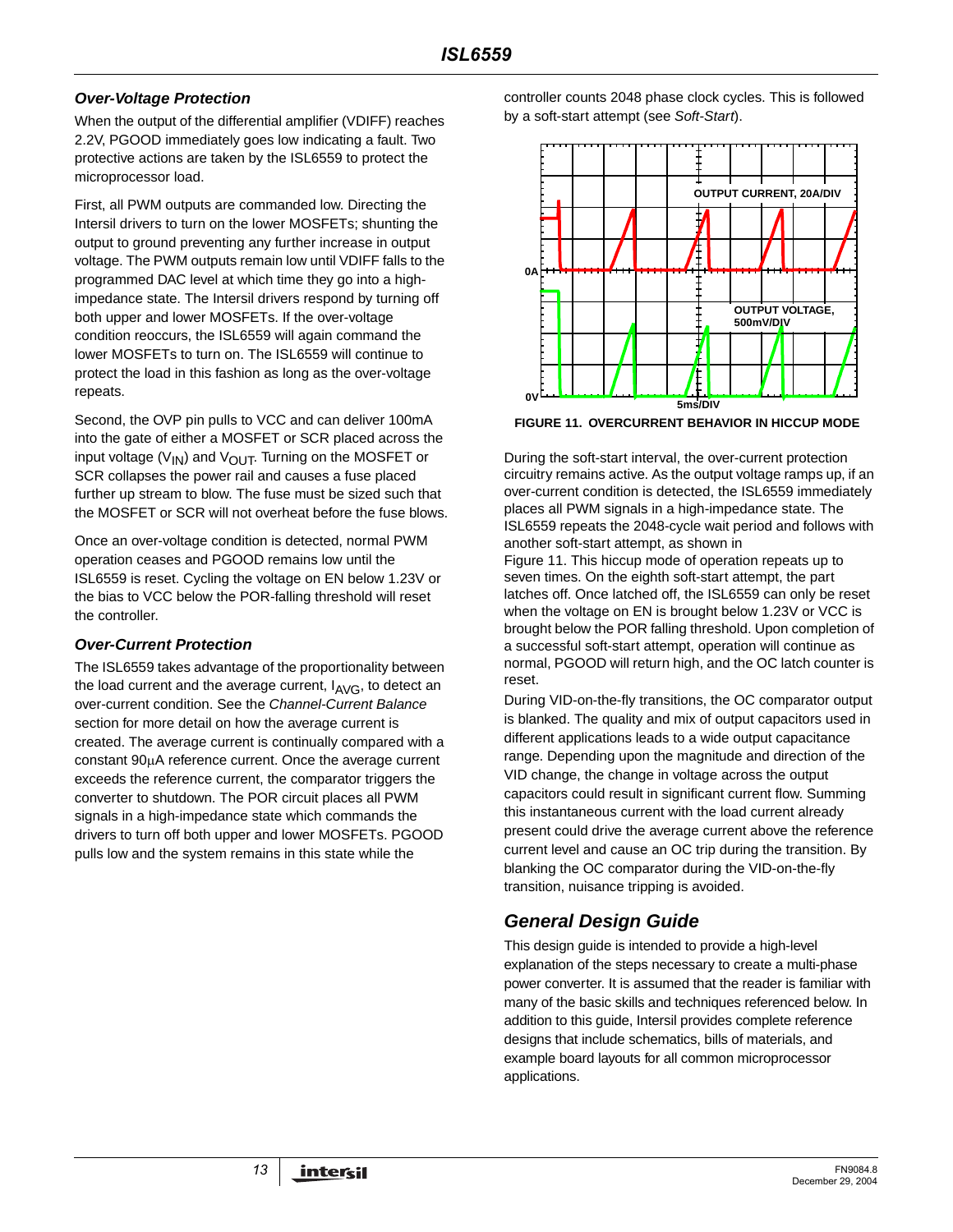### Over-Voltage Protection

When the output of the differential amplifier (VDIFF) reaches 2.2V, PGOOD immediately goes low indicating a fault. Two protective actions are taken by the ISL6559 to protect the microprocessor load.

First, all PWM outputs are commanded low. Directing the Intersil drivers to turn on the lower MOSFETs; shunting the output to ground preventing any further increase in output voltage. The PWM outputs remain low until VDIFF falls to the programmed DAC level at which time they go into a high-impedance state. The Intersil drivers respond by turning off both upper and lower MOSFETs. If the over-voltage condition reoccurs, the ISL6559 will again command the lower MOSFETs to turn on. The ISL6559 will continue to protect the load in this fashion as long as the over-voltage repeats.

Second, the OVP pin pulls to VCC and can deliver 100mA into the gate of either a MOSFET or SCR placed across the input voltage ($V_{IN}$) and $V_{OUT}$. Turning on the MOSFET or SCR collapses the power rail and causes a fuse placed further up stream to blow. The fuse must be sized such that the MOSFET or SCR will not overheat before the fuse blows.

Once an over-voltage condition is detected, normal PWM operation ceases and PGOOD remains low until the ISL6559 is reset. Cycling the voltage on EN below 1.23V or the bias to VCC below the POR-falling threshold will reset the controller.

### Over-Current Protection

The ISL6559 takes advantage of the proportionality between the load current and the average current, $I_{AVG}$, to detect an over-current condition. See the *Channel-Current Balance* section for more detail on how the average current is created. The average current is continually compared with a constant 90µA reference current. Once the average current exceeds the reference current, the comparator triggers the converter to shutdown. The POR circuit places all PWM signals in a high-impedance state which commands the drivers to turn off both upper and lower MOSFETs. PGOOD pulls low and the system remains in this state while the controller counts 2048 phase clock cycles. This is followed by a soft-start attempt (see *Soft-Start*).

**FIGURE 11. OVERCURRENT BEHAVIOR IN HICCUP MODE**

During the soft-start interval, the over-current protection circuitry remains active. As the output voltage ramps up, if an over-current condition is detected, the ISL6559 immediately places all PWM signals in a high-impedance state. The ISL6559 repeats the 2048-cycle wait period and follows with another soft-start attempt, as shown in Figure 11. This hiccup mode of operation repeats up to seven times. On the eighth soft-start attempt, the part latches off. Once latched off, the ISL6559 can only be reset when the voltage on EN is brought below 1.23V or VCC is brought below the POR falling threshold. Upon completion of a successful soft-start attempt, operation will continue as normal, PGOOD will return high, and the OC latch counter is reset.

During VID-on-the-fly transitions, the OC comparator output is blanked. The quality and mix of output capacitors used in different applications leads to a wide output capacitance range. Depending upon the magnitude and direction of the VID change, the change in voltage across the output capacitors could result in significant current flow. Summing this instantaneous current with the load current already present could drive the average current above the reference current level and cause an OC trip during the transition. By blanking the OC comparator during the VID-on-the-fly transition, nuisance tripping is avoided.

## General Design Guide

This design guide is intended to provide a high-level explanation of the steps necessary to create a multi-phase power converter. It is assumed that the reader is familiar with many of the basic skills and techniques referenced below. In addition to this guide, Intersil provides complete reference designs that include schematics, bills of materials, and example board layouts for all common microprocessor applications.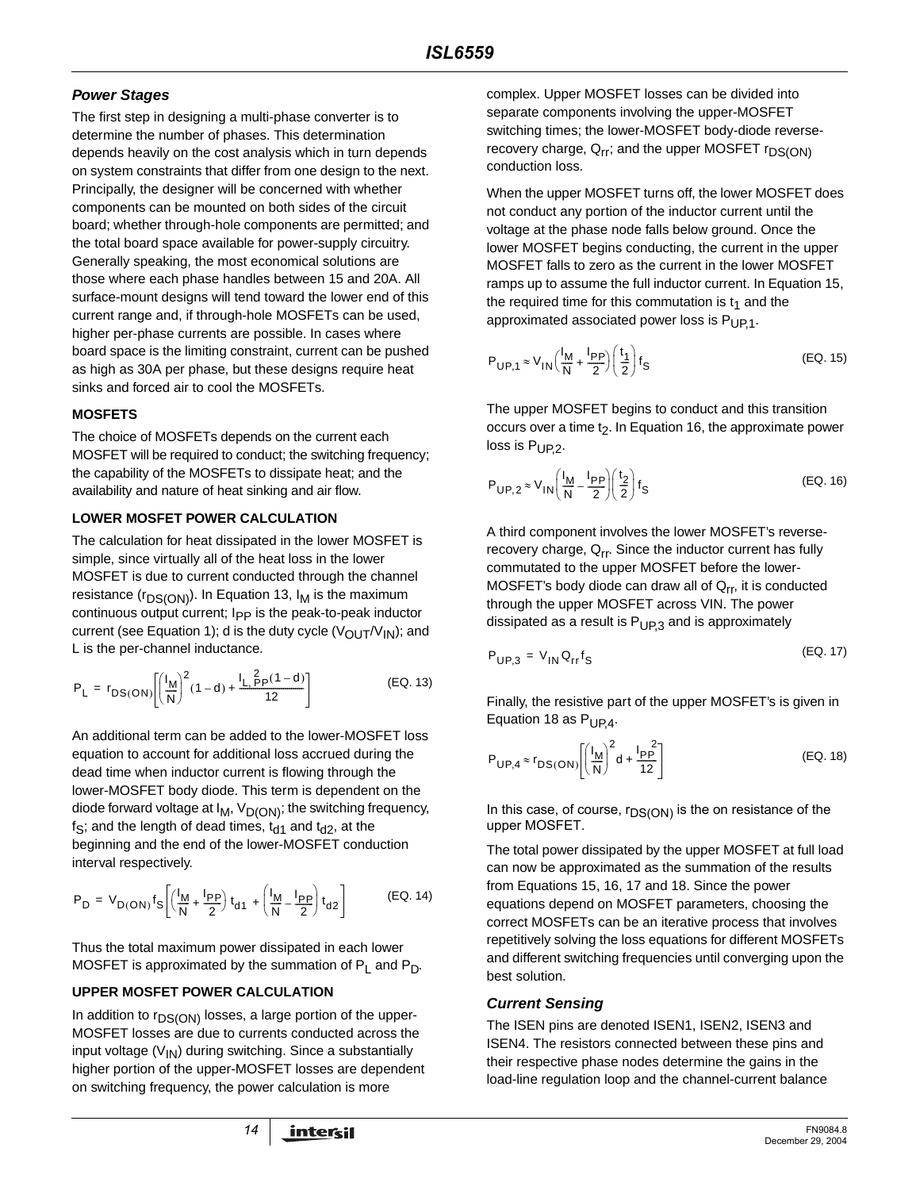## Power Stages

The first step in designing a multi-phase converter is to determine the number of phases. This determination depends heavily on the cost analysis which in turn depends on system constraints that differ from one design to the next. Principally, the designer will be concerned with whether components can be mounted on both sides of the circuit board; whether through-hole components are permitted; and the total board space available for power-supply circuitry. Generally speaking, the most economical solutions are those where each phase handles between 15 and 20A. All surface-mount designs will tend toward the lower end of this current range and, if through-hole MOSFETs can be used, higher per-phase currents are possible. In cases where board space is the limiting constraint, current can be pushed as high as 30A per phase, but these designs require heat sinks and forced air to cool the MOSFETs.

### MOSFETS

The choice of MOSFETs depends on the current each MOSFET will be required to conduct; the switching frequency; the capability of the MOSFETs to dissipate heat; and the availability and nature of heat sinking and air flow.

### LOWER MOSFET POWER CALCULATION

The calculation for heat dissipated in the lower MOSFET is simple, since virtually all of the heat loss in the lower MOSFET is due to current conducted through the channel resistance ($r_{DS(ON)}$). In Equation 13, $I_M$ is the maximum continuous output current; $I_{PP}$ is the peak-to-peak inductor current (see Equation 1); d is the duty cycle ($V_{OUT}/V_{IN}$); and L is the per-channel inductance.

$$P_L = r_{DS(ON)}\left[\left(\frac{I_M}{N}\right)^2(1-d) + \frac{I_{L,PP}^{\ 2}(1-d)}{12}\right] \qquad \text{(EQ. 13)}$$

An additional term can be added to the lower-MOSFET loss equation to account for additional loss accrued during the dead time when inductor current is flowing through the lower-MOSFET body diode. This term is dependent on the diode forward voltage at $I_M$, $V_{D(ON)}$; the switching frequency, $f_S$; and the length of dead times, $t_{d1}$ and $t_{d2}$, at the beginning and the end of the lower-MOSFET conduction interval respectively.

$$P_D = V_{D(ON)}f_S\left[\left(\frac{I_M}{N} + \frac{I_{PP}}{2}\right)t_{d1} + \left(\frac{I_M}{N} - \frac{I_{PP}}{2}\right)t_{d2}\right] \qquad \text{(EQ. 14)}$$

Thus the total maximum power dissipated in each lower MOSFET is approximated by the summation of $P_L$ and $P_D$.

### UPPER MOSFET POWER CALCULATION

In addition to $r_{DS(ON)}$ losses, a large portion of the upper-MOSFET losses are due to currents conducted across the input voltage ($V_{IN}$) during switching. Since a substantially higher portion of the upper-MOSFET losses are dependent on switching frequency, the power calculation is more complex. Upper MOSFET losses can be divided into separate components involving the upper-MOSFET switching times; the lower-MOSFET body-diode reverse-recovery charge, $Q_{rr}$; and the upper MOSFET $r_{DS(ON)}$ conduction loss.

When the upper MOSFET turns off, the lower MOSFET does not conduct any portion of the inductor current until the voltage at the phase node falls below ground. Once the lower MOSFET begins conducting, the current in the upper MOSFET falls to zero as the current in the lower MOSFET ramps up to assume the full inductor current. In Equation 15, the required time for this commutation is $t_1$ and the approximated associated power loss is $P_{UP,1}$.

$$P_{UP,1} \approx V_{IN}\left(\frac{I_M}{N} + \frac{I_{PP}}{2}\right)\left(\frac{t_1}{2}\right)f_S \qquad \text{(EQ. 15)}$$

The upper MOSFET begins to conduct and this transition occurs over a time $t_2$. In Equation 16, the approximate power loss is $P_{UP,2}$.

$$P_{UP,2} \approx V_{IN}\left(\frac{I_M}{N} - \frac{I_{PP}}{2}\right)\left(\frac{t_2}{2}\right)f_S \qquad \text{(EQ. 16)}$$

A third component involves the lower MOSFET's reverse-recovery charge, $Q_{rr}$. Since the inductor current has fully commutated to the upper MOSFET before the lower-MOSFET's body diode can draw all of $Q_{rr}$, it is conducted through the upper MOSFET across VIN. The power dissipated as a result is $P_{UP,3}$ and is approximately

$$P_{UP,3} = V_{IN}Q_{rr}f_S \qquad \text{(EQ. 17)}$$

Finally, the resistive part of the upper MOSFET's is given in Equation 18 as $P_{UP,4}$.

$$P_{UP,4} \approx r_{DS(ON)}\left[\left(\frac{I_M}{N}\right)^2 d + \frac{I_{PP}^{\ 2}}{12}\right] \qquad \text{(EQ. 18)}$$

In this case, of course, $r_{DS(ON)}$ is the on resistance of the upper MOSFET.

The total power dissipated by the upper MOSFET at full load can now be approximated as the summation of the results from Equations 15, 16, 17 and 18. Since the power equations depend on MOSFET parameters, choosing the correct MOSFETs can be an iterative process that involves repetitively solving the loss equations for different MOSFETs and different switching frequencies until converging upon the best solution.

## Current Sensing

The ISEN pins are denoted ISEN1, ISEN2, ISEN3 and ISEN4. The resistors connected between these pins and their respective phase nodes determine the gains in the load-line regulation loop and the channel-current balance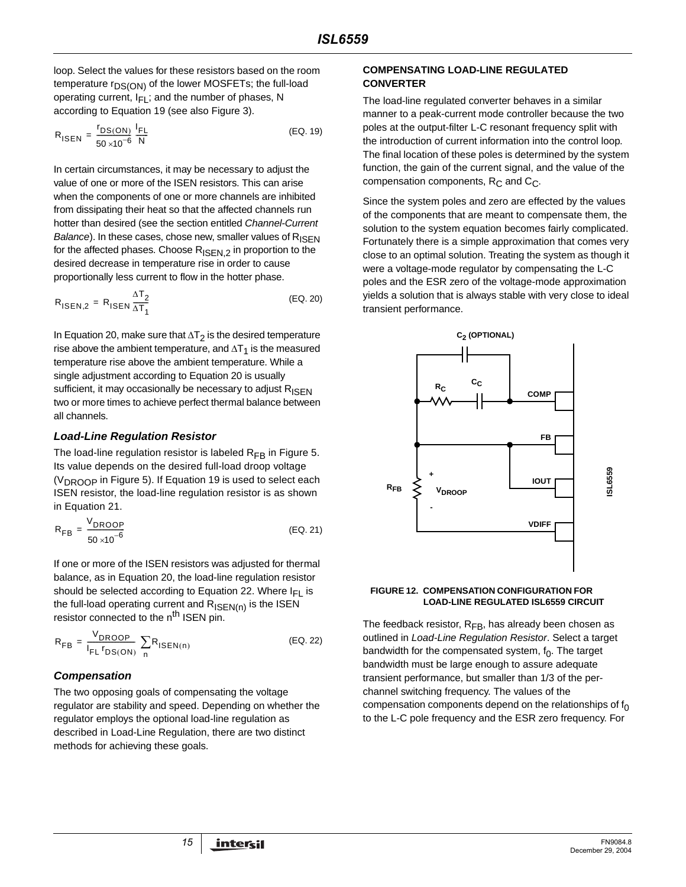loop. Select the values for these resistors based on the room temperature $r_{DS(ON)}$ of the lower MOSFETs; the full-load operating current, $I_{FL}$; and the number of phases, N according to Equation 19 (see also Figure 3).

$$R_{ISEN} = \frac{r_{DS(ON)}}{50 \times 10^{-6}} \frac{I_{FL}}{N} \quad \text{(EQ. 19)}$$

In certain circumstances, it may be necessary to adjust the value of one or more of the ISEN resistors. This can arise when the components of one or more channels are inhibited from dissipating their heat so that the affected channels run hotter than desired (see the section entitled *Channel-Current Balance*). In these cases, chose new, smaller values of $R_{ISEN}$ for the affected phases. Choose $R_{ISEN,2}$ in proportion to the desired decrease in temperature rise in order to cause proportionally less current to flow in the hotter phase.

$$R_{ISEN,2} = R_{ISEN} \frac{\Delta T_2}{\Delta T_1} \quad \text{(EQ. 20)}$$

In Equation 20, make sure that $\Delta T_2$ is the desired temperature rise above the ambient temperature, and $\Delta T_1$ is the measured temperature rise above the ambient temperature. While a single adjustment according to Equation 20 is usually sufficient, it may occasionally be necessary to adjust $R_{ISEN}$ two or more times to achieve perfect thermal balance between all channels.

### *Load-Line Regulation Resistor*

The load-line regulation resistor is labeled $R_{FB}$ in Figure 5. Its value depends on the desired full-load droop voltage ($V_{DROOP}$ in Figure 5). If Equation 19 is used to select each ISEN resistor, the load-line regulation resistor is as shown in Equation 21.

$$R_{FB} = \frac{V_{DROOP}}{50 \times 10^{-6}} \quad \text{(EQ. 21)}$$

If one or more of the ISEN resistors was adjusted for thermal balance, as in Equation 20, the load-line regulation resistor should be selected according to Equation 22. Where $I_{FL}$ is the full-load operating current and $R_{ISEN(n)}$ is the ISEN resistor connected to the $n^{th}$ ISEN pin.

$$R_{FB} = \frac{V_{DROOP}}{I_{FL}\, r_{DS(ON)}} \sum_{n} R_{ISEN(n)} \quad \text{(EQ. 22)}$$

### *Compensation*

The two opposing goals of compensating the voltage regulator are stability and speed. Depending on whether the regulator employs the optional load-line regulation as described in Load-Line Regulation, there are two distinct methods for achieving these goals.

#### COMPENSATING LOAD-LINE REGULATED CONVERTER

The load-line regulated converter behaves in a similar manner to a peak-current mode controller because the two poles at the output-filter L-C resonant frequency split with the introduction of current information into the control loop. The final location of these poles is determined by the system function, the gain of the current signal, and the value of the compensation components, $R_C$ and $C_C$.

Since the system poles and zero are effected by the values of the components that are meant to compensate them, the solution to the system equation becomes fairly complicated. Fortunately there is a simple approximation that comes very close to an optimal solution. Treating the system as though it were a voltage-mode regulator by compensating the L-C poles and the ESR zero of the voltage-mode approximation yields a solution that is always stable with very close to ideal transient performance.

FIGURE 12. COMPENSATION CONFIGURATION FOR LOAD-LINE REGULATED ISL6559 CIRCUIT

The feedback resistor, $R_{FB}$, has already been chosen as outlined in *Load-Line Regulation Resistor*. Select a target bandwidth for the compensated system, $f_0$. The target bandwidth must be large enough to assure adequate transient performance, but smaller than 1/3 of the per-channel switching frequency. The values of the compensation components depend on the relationships of $f_0$ to the L-C pole frequency and the ESR zero frequency. For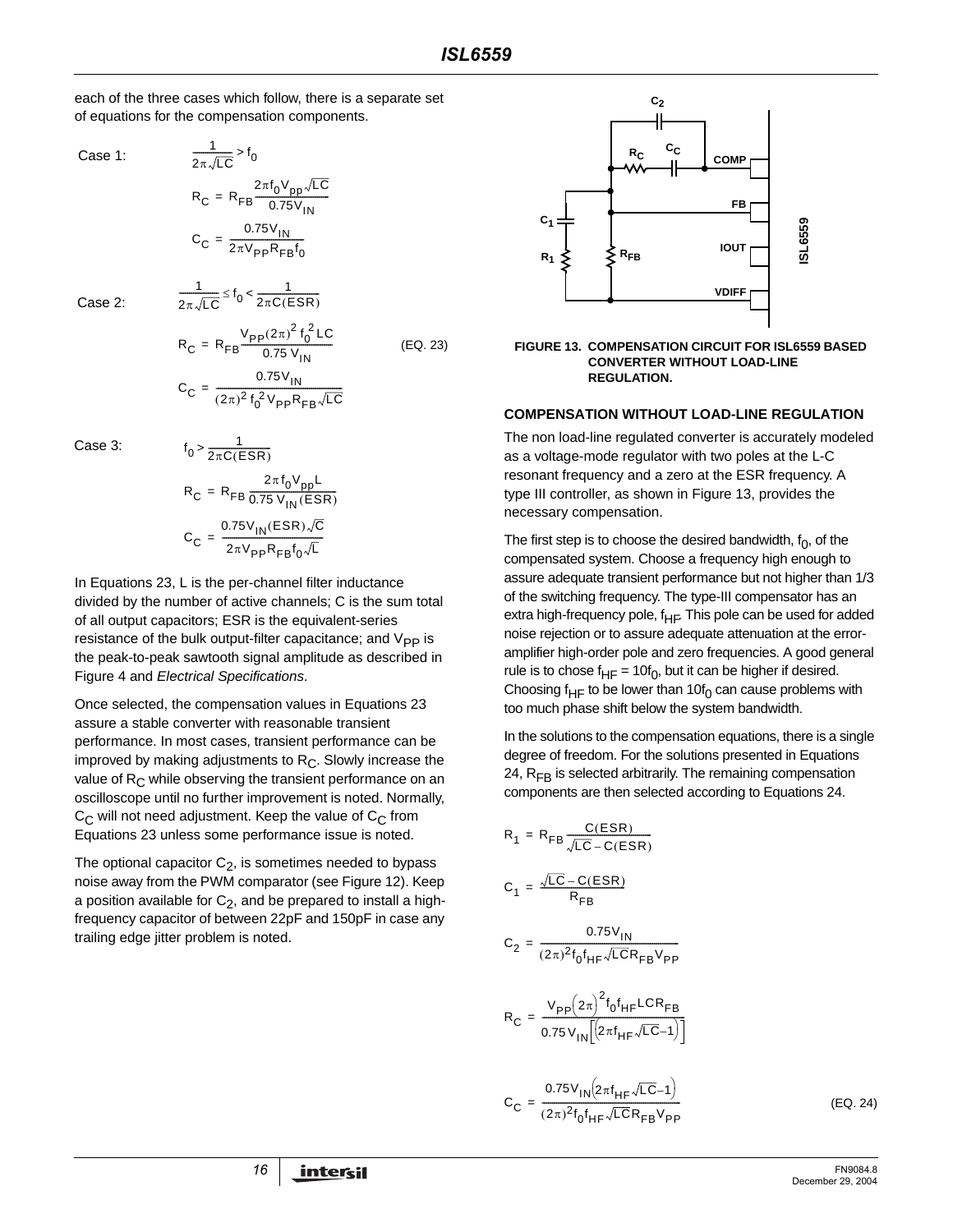each of the three cases which follow, there is a separate set of equations for the compensation components.

Case 1: $\dfrac{1}{2\pi\sqrt{LC}} > f_0$

$$R_C = R_{FB}\frac{2\pi f_0 V_{pp}\sqrt{LC}}{0.75V_{IN}}$$

$$C_C = \frac{0.75V_{IN}}{2\pi V_{PP}R_{FB}f_0}$$

Case 2: $\dfrac{1}{2\pi\sqrt{LC}} \le f_0 < \dfrac{1}{2\pi C(ESR)}$

$$R_C = R_{FB}\frac{V_{PP}(2\pi)^2 f_0^2 LC}{0.75\ V_{IN}} \qquad \text{(EQ. 23)}$$

$$C_C = \frac{0.75V_{IN}}{(2\pi)^2 f_0^2 V_{PP} R_{FB}\sqrt{LC}}$$

Case 3: $f_0 > \dfrac{1}{2\pi C(ESR)}$

$$R_C = R_{FB}\frac{2\pi f_0 V_{pp} L}{0.75\ V_{IN}(ESR)}$$

$$C_C = \frac{0.75V_{IN}(ESR)\sqrt{C}}{2\pi V_{PP}R_{FB}f_0\sqrt{L}}$$

In Equations 23, L is the per-channel filter inductance divided by the number of active channels; C is the sum total of all output capacitors; ESR is the equivalent-series resistance of the bulk output-filter capacitance; and $V_{PP}$ is the peak-to-peak sawtooth signal amplitude as described in Figure 4 and *Electrical Specifications*.

Once selected, the compensation values in Equations 23 assure a stable converter with reasonable transient performance. In most cases, transient performance can be improved by making adjustments to $R_C$. Slowly increase the value of $R_C$ while observing the transient performance on an oscilloscope until no further improvement is noted. Normally, $C_C$ will not need adjustment. Keep the value of $C_C$ from Equations 23 unless some performance issue is noted.

The optional capacitor $C_2$, is sometimes needed to bypass noise away from the PWM comparator (see Figure 12). Keep a position available for $C_2$, and be prepared to install a high-frequency capacitor of between 22pF and 150pF in case any trailing edge jitter problem is noted.

FIGURE 13. COMPENSATION CIRCUIT FOR ISL6559 BASED CONVERTER WITHOUT LOAD-LINE REGULATION.

### COMPENSATION WITHOUT LOAD-LINE REGULATION

The non load-line regulated converter is accurately modeled as a voltage-mode regulator with two poles at the L-C resonant frequency and a zero at the ESR frequency. A type III controller, as shown in Figure 13, provides the necessary compensation.

The first step is to choose the desired bandwidth, $f_0$, of the compensated system. Choose a frequency high enough to assure adequate transient performance but not higher than 1/3 of the switching frequency. The type-III compensator has an extra high-frequency pole, $f_{HF}$. This pole can be used for added noise rejection or to assure adequate attenuation at the error-amplifier high-order pole and zero frequencies. A good general rule is to chose $f_{HF} = 10f_0$, but it can be higher if desired. Choosing $f_{HF}$ to be lower than $10f_0$ can cause problems with too much phase shift below the system bandwidth.

In the solutions to the compensation equations, there is a single degree of freedom. For the solutions presented in Equations 24, $R_{FB}$ is selected arbitrarily. The remaining compensation components are then selected according to Equations 24.

$$R_1 = R_{FB}\frac{C(ESR)}{\sqrt{LC} - C(ESR)}$$

$$C_1 = \frac{\sqrt{LC} - C(ESR)}{R_{FB}}$$

$$C_2 = \frac{0.75V_{IN}}{(2\pi)^2 f_0 f_{HF}\sqrt{LC}R_{FB}V_{PP}}$$

$$R_C = \frac{V_{PP}(2\pi)^2 f_0 f_{HF} LCR_{FB}}{0.75V_{IN}\left[\left(2\pi f_{HF}\sqrt{LC} - 1\right)\right]}$$

$$C_C = \frac{0.75V_{IN}\left(2\pi f_{HF}\sqrt{LC} - 1\right)}{(2\pi)^2 f_0 f_{HF}\sqrt{LC}R_{FB}V_{PP}} \qquad \text{(EQ. 24)}$$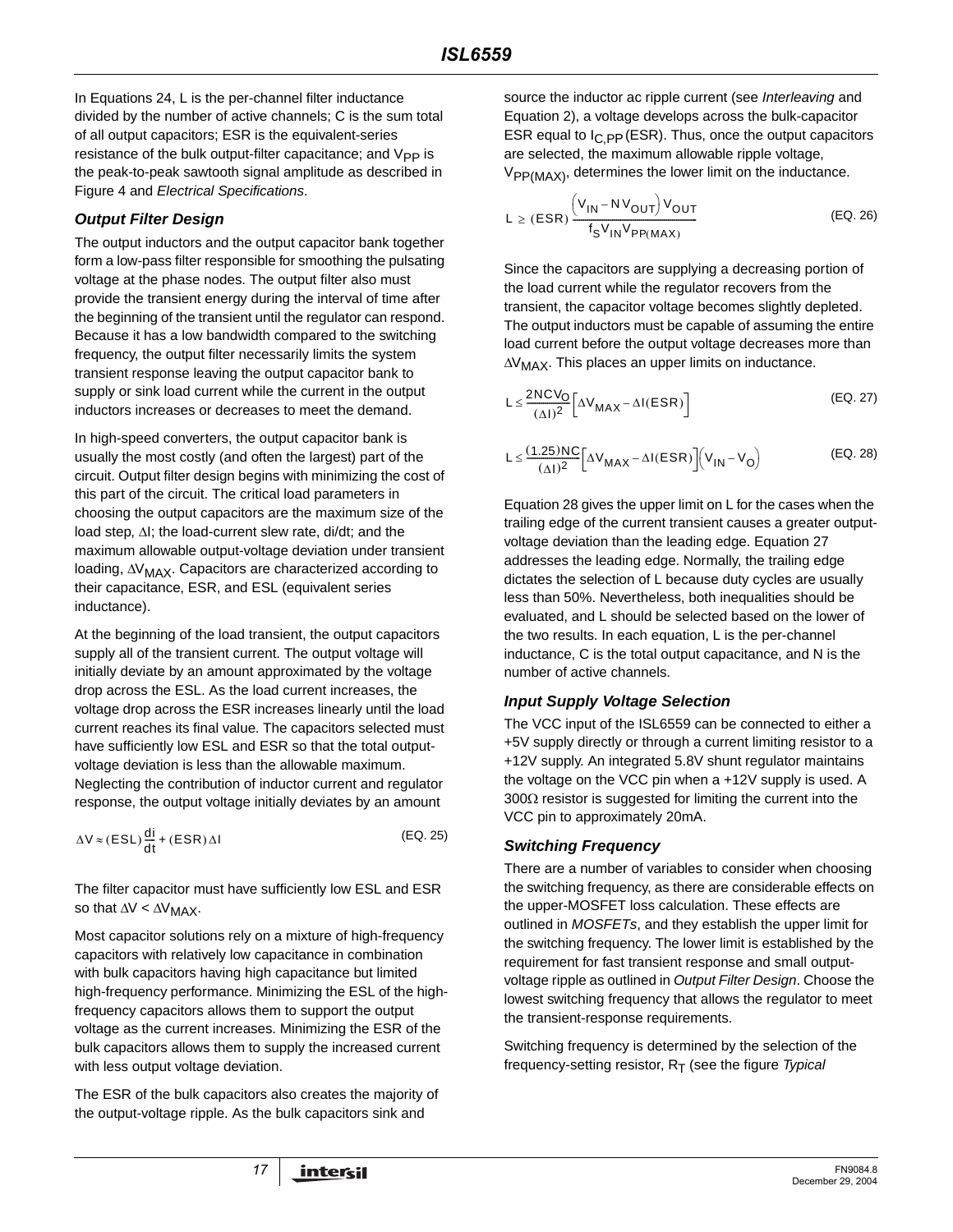In Equations 24, L is the per-channel filter inductance divided by the number of active channels; C is the sum total of all output capacitors; ESR is the equivalent-series resistance of the bulk output-filter capacitance; and $V_{PP}$ is the peak-to-peak sawtooth signal amplitude as described in Figure 4 and *Electrical Specifications*.

### *Output Filter Design*

The output inductors and the output capacitor bank together form a low-pass filter responsible for smoothing the pulsating voltage at the phase nodes. The output filter also must provide the transient energy during the interval of time after the beginning of the transient until the regulator can respond. Because it has a low bandwidth compared to the switching frequency, the output filter necessarily limits the system transient response leaving the output capacitor bank to supply or sink load current while the current in the output inductors increases or decreases to meet the demand.

In high-speed converters, the output capacitor bank is usually the most costly (and often the largest) part of the circuit. Output filter design begins with minimizing the cost of this part of the circuit. The critical load parameters in choosing the output capacitors are the maximum size of the load step, $\Delta I$; the load-current slew rate, di/dt; and the maximum allowable output-voltage deviation under transient loading, $\Delta V_{MAX}$. Capacitors are characterized according to their capacitance, ESR, and ESL (equivalent series inductance).

At the beginning of the load transient, the output capacitors supply all of the transient current. The output voltage will initially deviate by an amount approximated by the voltage drop across the ESL. As the load current increases, the voltage drop across the ESR increases linearly until the load current reaches its final value. The capacitors selected must have sufficiently low ESL and ESR so that the total output-voltage deviation is less than the allowable maximum. Neglecting the contribution of inductor current and regulator response, the output voltage initially deviates by an amount

$$\Delta V \approx (ESL)\frac{di}{dt} + (ESR)\Delta I \qquad \text{(EQ. 25)}$$

The filter capacitor must have sufficiently low ESL and ESR so that $\Delta V < \Delta V_{MAX}$.

Most capacitor solutions rely on a mixture of high-frequency capacitors with relatively low capacitance in combination with bulk capacitors having high capacitance but limited high-frequency performance. Minimizing the ESL of the high-frequency capacitors allows them to support the output voltage as the current increases. Minimizing the ESR of the bulk capacitors allows them to supply the increased current with less output voltage deviation.

The ESR of the bulk capacitors also creates the majority of the output-voltage ripple. As the bulk capacitors sink and source the inductor ac ripple current (see *Interleaving* and Equation 2), a voltage develops across the bulk-capacitor ESR equal to $I_{C,PP}$ (ESR). Thus, once the output capacitors are selected, the maximum allowable ripple voltage, $V_{PP(MAX)}$, determines the lower limit on the inductance.

$$L \geq (ESR)\frac{\left(V_{IN} - N V_{OUT}\right) V_{OUT}}{f_S V_{IN} V_{PP(MAX)}} \qquad \text{(EQ. 26)}$$

Since the capacitors are supplying a decreasing portion of the load current while the regulator recovers from the transient, the capacitor voltage becomes slightly depleted. The output inductors must be capable of assuming the entire load current before the output voltage decreases more than $\Delta V_{MAX}$. This places an upper limits on inductance.

$$L \leq \frac{2NCV_O}{(\Delta I)^2}\left[\Delta V_{MAX} - \Delta I(ESR)\right] \qquad \text{(EQ. 27)}$$

$$L \leq \frac{(1.25)NC}{(\Delta I)^2}\left[\Delta V_{MAX} - \Delta I(ESR)\right]\left(V_{IN} - V_O\right) \qquad \text{(EQ. 28)}$$

Equation 28 gives the upper limit on L for the cases when the trailing edge of the current transient causes a greater output-voltage deviation than the leading edge. Equation 27 addresses the leading edge. Normally, the trailing edge dictates the selection of L because duty cycles are usually less than 50%. Nevertheless, both inequalities should be evaluated, and L should be selected based on the lower of the two results. In each equation, L is the per-channel inductance, C is the total output capacitance, and N is the number of active channels.

### *Input Supply Voltage Selection*

The VCC input of the ISL6559 can be connected to either a +5V supply directly or through a current limiting resistor to a +12V supply. An integrated 5.8V shunt regulator maintains the voltage on the VCC pin when a +12V supply is used. A 300Ω resistor is suggested for limiting the current into the VCC pin to approximately 20mA.

### *Switching Frequency*

There are a number of variables to consider when choosing the switching frequency, as there are considerable effects on the upper-MOSFET loss calculation. These effects are outlined in *MOSFETs*, and they establish the upper limit for the switching frequency. The lower limit is established by the requirement for fast transient response and small output-voltage ripple as outlined in *Output Filter Design*. Choose the lowest switching frequency that allows the regulator to meet the transient-response requirements.

Switching frequency is determined by the selection of the frequency-setting resistor, $R_T$ (see the figure *Typical*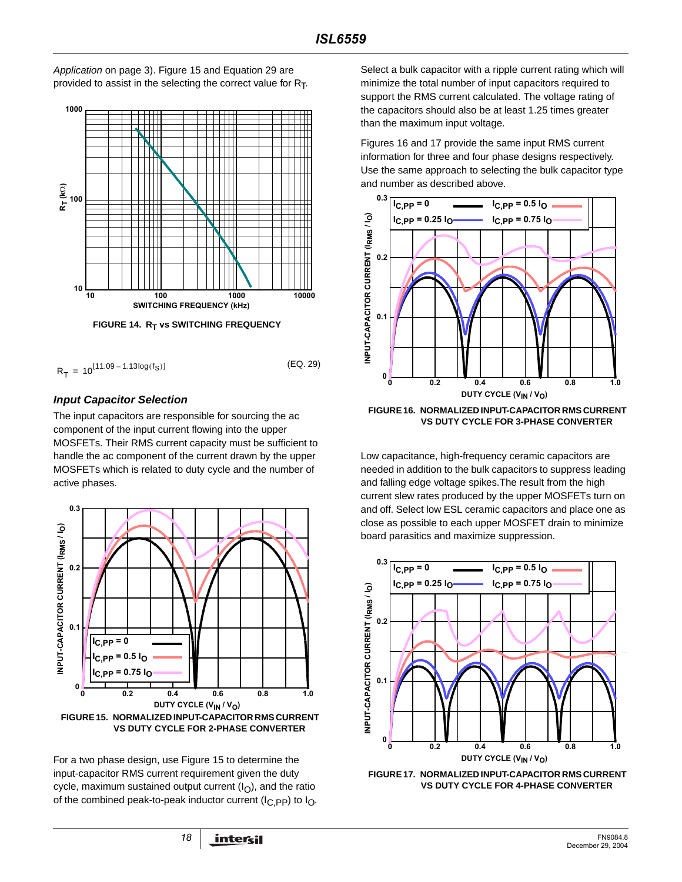*Application* on page 3). Figure 15 and Equation 29 are provided to assist in the selecting the correct value for $R_T$.

FIGURE 14. $R_T$ vs SWITCHING FREQUENCY

$$R_T = 10^{[11.09 - 1.13\log(f_S)]} \tag{EQ. 29}$$

### *Input Capacitor Selection*

The input capacitors are responsible for sourcing the ac component of the input current flowing into the upper MOSFETs. Their RMS current capacity must be sufficient to handle the ac component of the current drawn by the upper MOSFETs which is related to duty cycle and the number of active phases.

FIGURE 15. NORMALIZED INPUT-CAPACITOR RMS CURRENT VS DUTY CYCLE FOR 2-PHASE CONVERTER

For a two phase design, use Figure 15 to determine the input-capacitor RMS current requirement given the duty cycle, maximum sustained output current ($I_O$), and the ratio of the combined peak-to-peak inductor current ($I_{C,PP}$) to $I_O$. Select a bulk capacitor with a ripple current rating which will minimize the total number of input capacitors required to support the RMS current calculated. The voltage rating of the capacitors should also be at least 1.25 times greater than the maximum input voltage.

Figures 16 and 17 provide the same input RMS current information for three and four phase designs respectively. Use the same approach to selecting the bulk capacitor type and number as described above.

FIGURE 16. NORMALIZED INPUT-CAPACITOR RMS CURRENT VS DUTY CYCLE FOR 3-PHASE CONVERTER

Low capacitance, high-frequency ceramic capacitors are needed in addition to the bulk capacitors to suppress leading and falling edge voltage spikes.The result from the high current slew rates produced by the upper MOSFETs turn on and off. Select low ESL ceramic capacitors and place one as close as possible to each upper MOSFET drain to minimize board parasitics and maximize suppression.

FIGURE 17. NORMALIZED INPUT-CAPACITOR RMS CURRENT VS DUTY CYCLE FOR 4-PHASE CONVERTER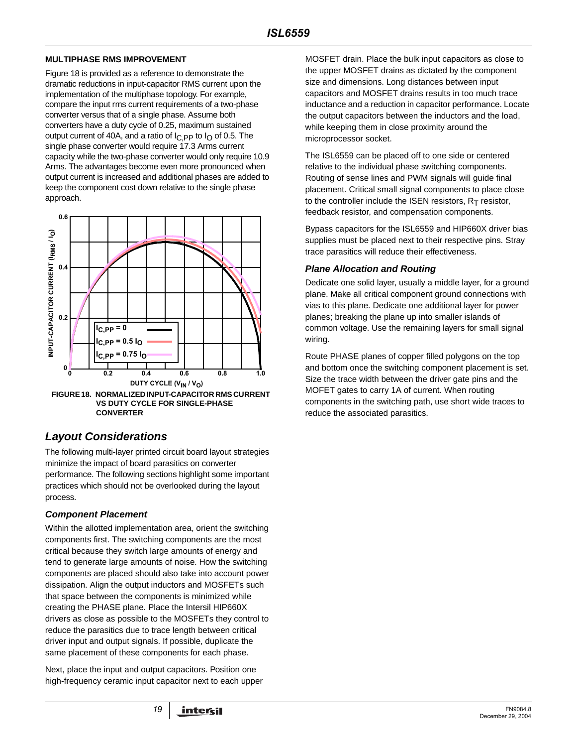#### MULTIPHASE RMS IMPROVEMENT

Figure 18 is provided as a reference to demonstrate the dramatic reductions in input-capacitor RMS current upon the implementation of the multiphase topology. For example, compare the input rms current requirements of a two-phase converter versus that of a single phase. Assume both converters have a duty cycle of 0.25, maximum sustained output current of 40A, and a ratio of $I_{C,PP}$ to $I_O$ of 0.5. The single phase converter would require 17.3 Arms current capacity while the two-phase converter would only require 10.9 Arms. The advantages become even more pronounced when output current is increased and additional phases are added to keep the component cost down relative to the single phase approach.

FIGURE 18. NORMALIZED INPUT-CAPACITOR RMS CURRENT VS DUTY CYCLE FOR SINGLE-PHASE CONVERTER

## Layout Considerations

The following multi-layer printed circuit board layout strategies minimize the impact of board parasitics on converter performance. The following sections highlight some important practices which should not be overlooked during the layout process.

### Component Placement

Within the allotted implementation area, orient the switching components first. The switching components are the most critical because they switch large amounts of energy and tend to generate large amounts of noise. How the switching components are placed should also take into account power dissipation. Align the output inductors and MOSFETs such that space between the components is minimized while creating the PHASE plane. Place the Intersil HIP660X drivers as close as possible to the MOSFETs they control to reduce the parasitics due to trace length between critical driver input and output signals. If possible, duplicate the same placement of these components for each phase.

Next, place the input and output capacitors. Position one high-frequency ceramic input capacitor next to each upper MOSFET drain. Place the bulk input capacitors as close to the upper MOSFET drains as dictated by the component size and dimensions. Long distances between input capacitors and MOSFET drains results in too much trace inductance and a reduction in capacitor performance. Locate the output capacitors between the inductors and the load, while keeping them in close proximity around the microprocessor socket.

The ISL6559 can be placed off to one side or centered relative to the individual phase switching components. Routing of sense lines and PWM signals will guide final placement. Critical small signal components to place close to the controller include the ISEN resistors, $R_T$ resistor, feedback resistor, and compensation components.

Bypass capacitors for the ISL6559 and HIP660X driver bias supplies must be placed next to their respective pins. Stray trace parasitics will reduce their effectiveness.

### Plane Allocation and Routing

Dedicate one solid layer, usually a middle layer, for a ground plane. Make all critical component ground connections with vias to this plane. Dedicate one additional layer for power planes; breaking the plane up into smaller islands of common voltage. Use the remaining layers for small signal wiring.

Route PHASE planes of copper filled polygons on the top and bottom once the switching component placement is set. Size the trace width between the driver gate pins and the MOFET gates to carry 1A of current. When routing components in the switching path, use short wide traces to reduce the associated parasitics.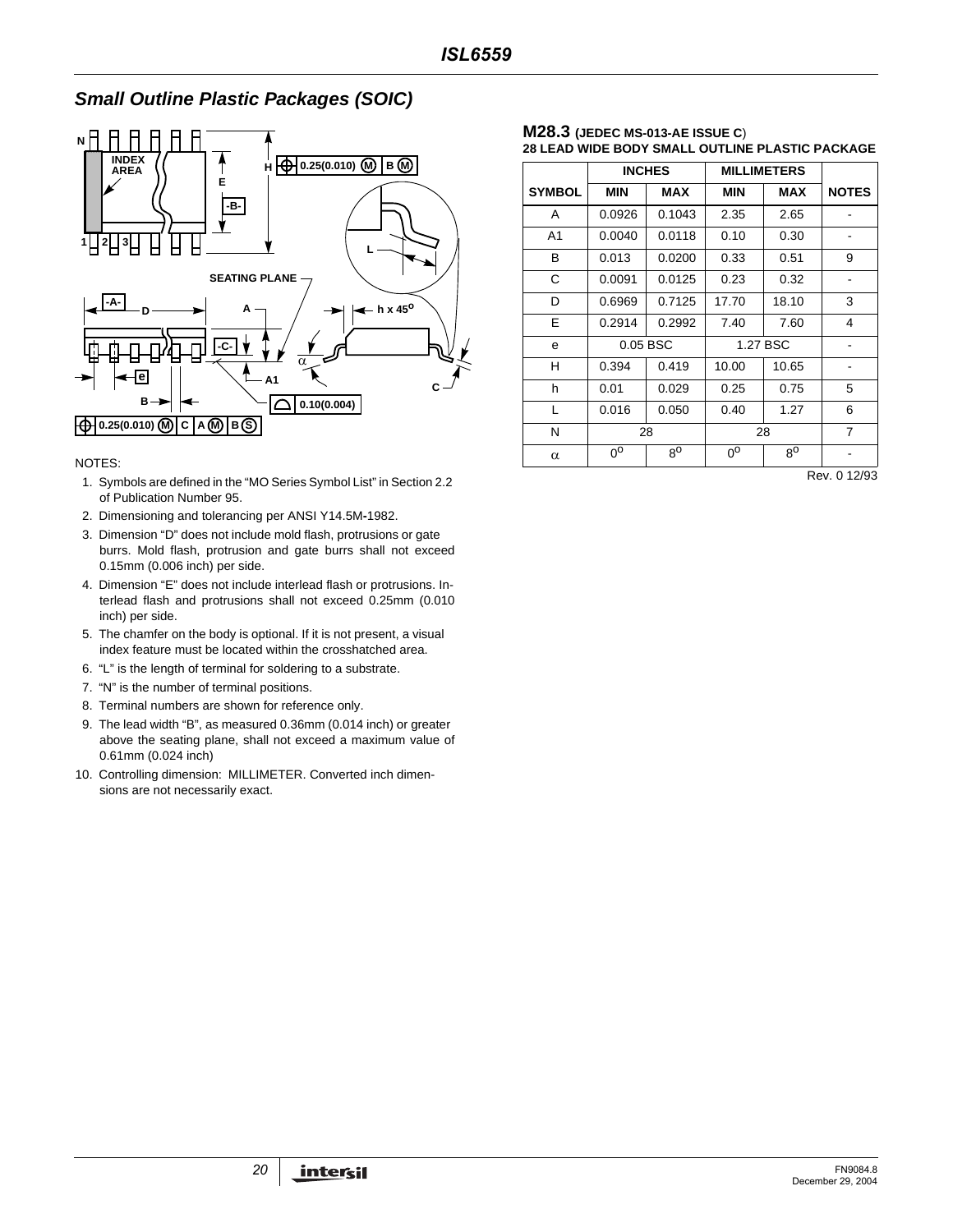## Small Outline Plastic Packages (SOIC)

NOTES:

1. Symbols are defined in the “MO Series Symbol List” in Section 2.2 of Publication Number 95.
2. Dimensioning and tolerancing per ANSI Y14.5M-1982.
3. Dimension “D” does not include mold flash, protrusions or gate burrs. Mold flash, protrusion and gate burrs shall not exceed 0.15mm (0.006 inch) per side.
4. Dimension “E” does not include interlead flash or protrusions. Interlead flash and protrusions shall not exceed 0.25mm (0.010 inch) per side.
5. The chamfer on the body is optional. If it is not present, a visual index feature must be located within the crosshatched area.
6. “L” is the length of terminal for soldering to a substrate.
7. “N” is the number of terminal positions.
8. Terminal numbers are shown for reference only.
9. The lead width “B”, as measured 0.36mm (0.014 inch) or greater above the seating plane, shall not exceed a maximum value of 0.61mm (0.024 inch)
10. Controlling dimension: MILLIMETER. Converted inch dimensions are not necessarily exact.

**M28.3 (JEDEC MS-013-AE ISSUE C)**
**28 LEAD WIDE BODY SMALL OUTLINE PLASTIC PACKAGE**

| SYMBOL | INCHES | | MILLIMETERS | | NOTES |
|---|---|---|---|---|---|
| | MIN | MAX | MIN | MAX | |
| A | 0.0926 | 0.1043 | 2.35 | 2.65 | - |
| A1 | 0.0040 | 0.0118 | 0.10 | 0.30 | - |
| B | 0.013 | 0.0200 | 0.33 | 0.51 | 9 |
| C | 0.0091 | 0.0125 | 0.23 | 0.32 | - |
| D | 0.6969 | 0.7125 | 17.70 | 18.10 | 3 |
| E | 0.2914 | 0.2992 | 7.40 | 7.60 | 4 |
| e | 0.05 BSC | | 1.27 BSC | | - |
| H | 0.394 | 0.419 | 10.00 | 10.65 | - |
| h | 0.01 | 0.029 | 0.25 | 0.75 | 5 |
| L | 0.016 | 0.050 | 0.40 | 1.27 | 6 |
| N | 28 | | 28 | | 7 |
| $\alpha$ | $0^o$ | $8^o$ | $0^o$ | $8^o$ | - |

Rev. 0 12/93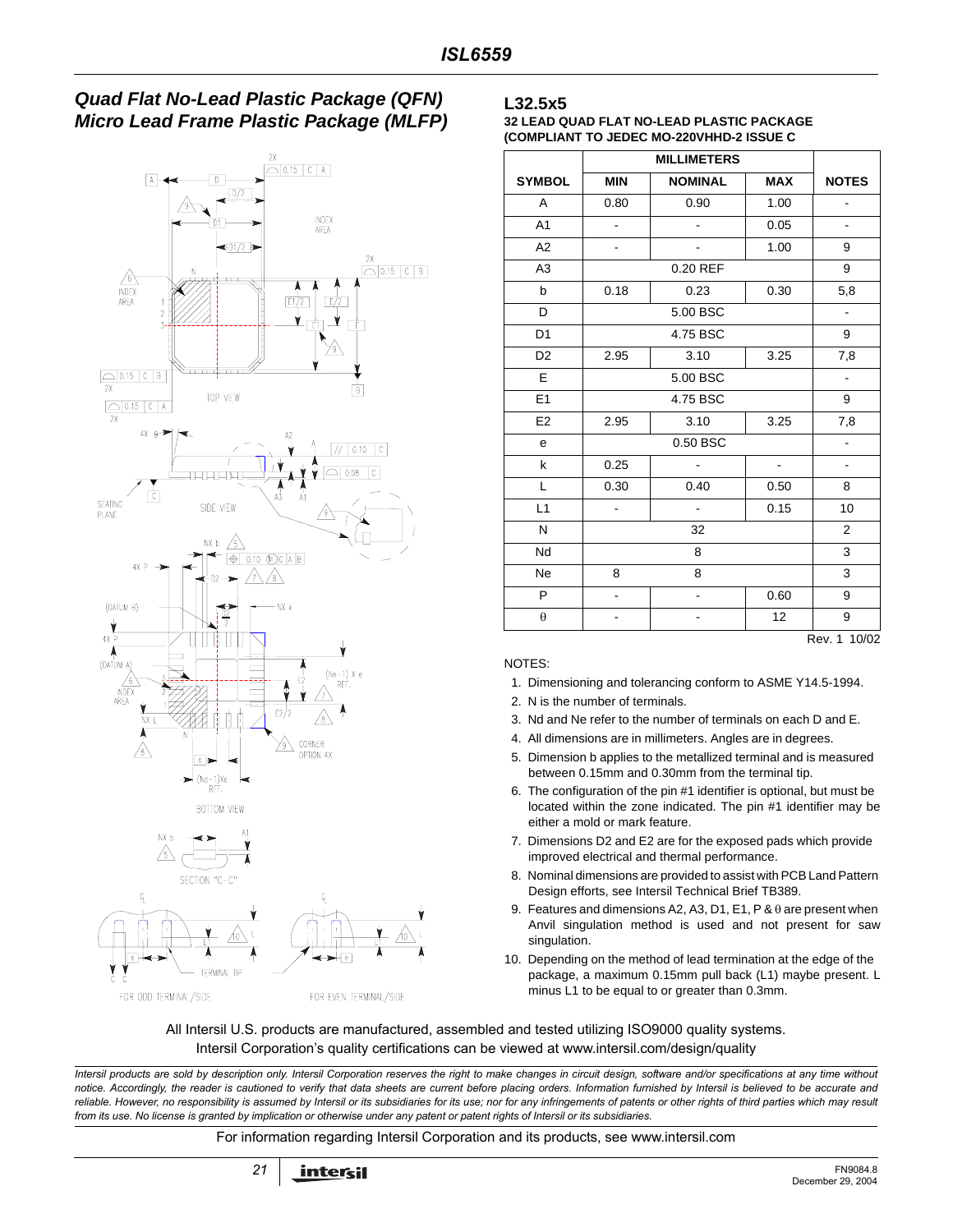## Quad Flat No-Lead Plastic Package (QFN) Micro Lead Frame Plastic Package (MLFP)

TOP VIEW

SIDE VIEW

BOTTOM VIEW

SECTION "C-C"

FOR ODD TERMINAL/SIDE

FOR EVEN TERMINAL/SIDE

## L32.5x5

**32 LEAD QUAD FLAT NO-LEAD PLASTIC PACKAGE (COMPLIANT TO JEDEC MO-220VHHD-2 ISSUE C**

| SYMBOL | MILLIMETERS | | | NOTES |
|---|---|---|---|---|
| | MIN | NOMINAL | MAX | |
| A | 0.80 | 0.90 | 1.00 | - |
| A1 | - | - | 0.05 | - |
| A2 | - | - | 1.00 | 9 |
| A3 | 0.20 REF | | | 9 |
| b | 0.18 | 0.23 | 0.30 | 5,8 |
| D | 5.00 BSC | | | - |
| D1 | 4.75 BSC | | | 9 |
| D2 | 2.95 | 3.10 | 3.25 | 7,8 |
| E | 5.00 BSC | | | - |
| E1 | 4.75 BSC | | | 9 |
| E2 | 2.95 | 3.10 | 3.25 | 7,8 |
| e | 0.50 BSC | | | - |
| k | 0.25 | - | - | - |
| L | 0.30 | 0.40 | 0.50 | 8 |
| L1 | - | - | 0.15 | 10 |
| N | 32 | | | 2 |
| Nd | 8 | | | 3 |
| Ne | 8 | 8 | | 3 |
| P | - | - | 0.60 | 9 |
| θ | - | - | 12 | 9 |

Rev. 1 10/02

NOTES:

1. Dimensioning and tolerancing conform to ASME Y14.5-1994.
2. N is the number of terminals.
3. Nd and Ne refer to the number of terminals on each D and E.
4. All dimensions are in millimeters. Angles are in degrees.
5. Dimension b applies to the metallized terminal and is measured between 0.15mm and 0.30mm from the terminal tip.
6. The configuration of the pin #1 identifier is optional, but must be located within the zone indicated. The pin #1 identifier may be either a mold or mark feature.
7. Dimensions D2 and E2 are for the exposed pads which provide improved electrical and thermal performance.
8. Nominal dimensions are provided to assist with PCB Land Pattern Design efforts, see Intersil Technical Brief TB389.
9. Features and dimensions A2, A3, D1, E1, P & θ are present when Anvil singulation method is used and not present for saw singulation.
10. Depending on the method of lead termination at the edge of the package, a maximum 0.15mm pull back (L1) maybe present. L minus L1 to be equal to or greater than 0.3mm.

All Intersil U.S. products are manufactured, assembled and tested utilizing ISO9000 quality systems.
Intersil Corporation's quality certifications can be viewed at www.intersil.com/design/quality

*Intersil products are sold by description only. Intersil Corporation reserves the right to make changes in circuit design, software and/or specifications at any time without notice. Accordingly, the reader is cautioned to verify that data sheets are current before placing orders. Information furnished by Intersil is believed to be accurate and reliable. However, no responsibility is assumed by Intersil or its subsidiaries for its use; nor for any infringements of patents or other rights of third parties which may result from its use. No license is granted by implication or otherwise under any patent or patent rights of Intersil or its subsidiaries.*

For information regarding Intersil Corporation and its products, see www.intersil.com